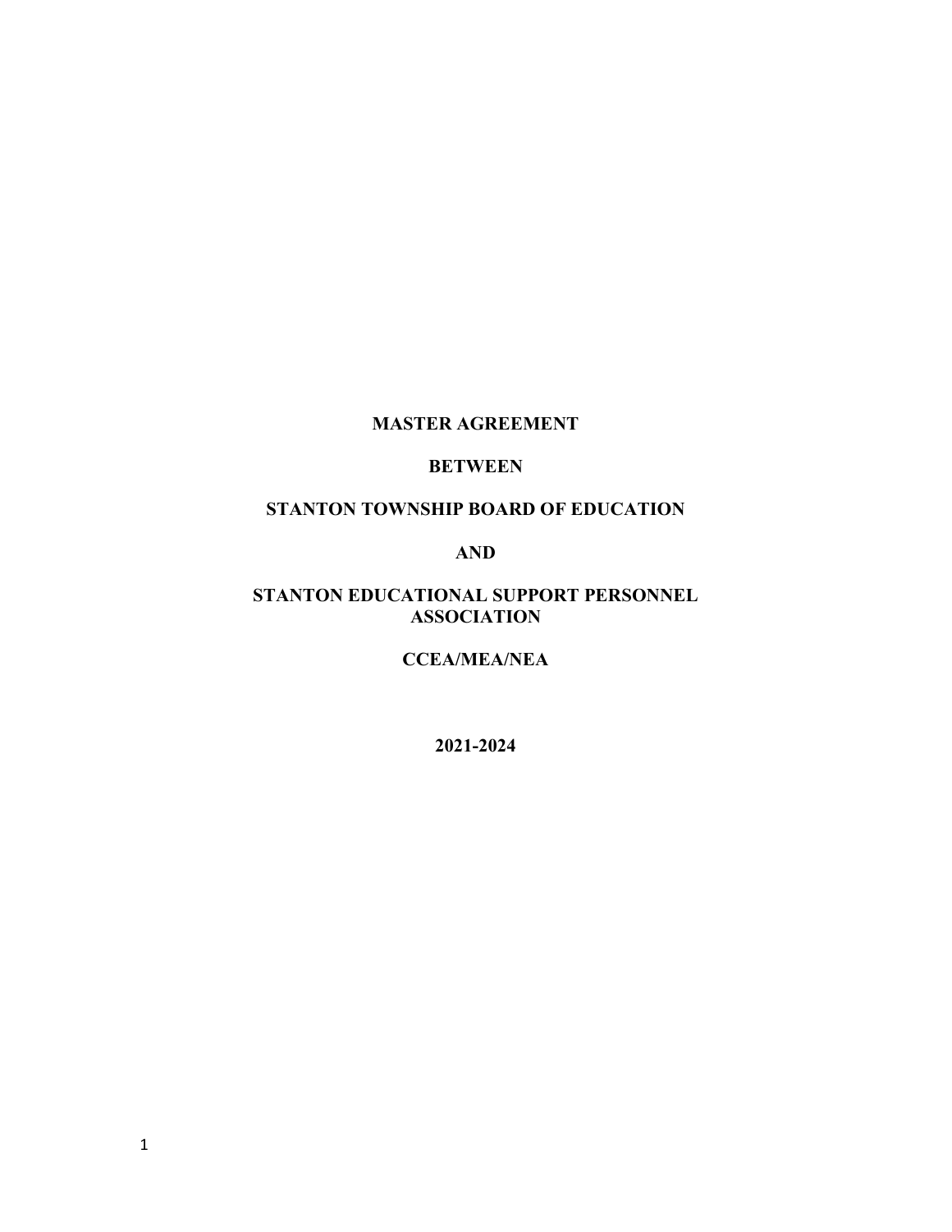# MASTER AGREEMENT

# BETWEEN

# STANTON TOWNSHIP BOARD OF EDUCATION

# AND

# STANTON EDUCATIONAL SUPPORT PERSONNEL ASSOCIATION

# CCEA/MEA/NEA

# 2021-2024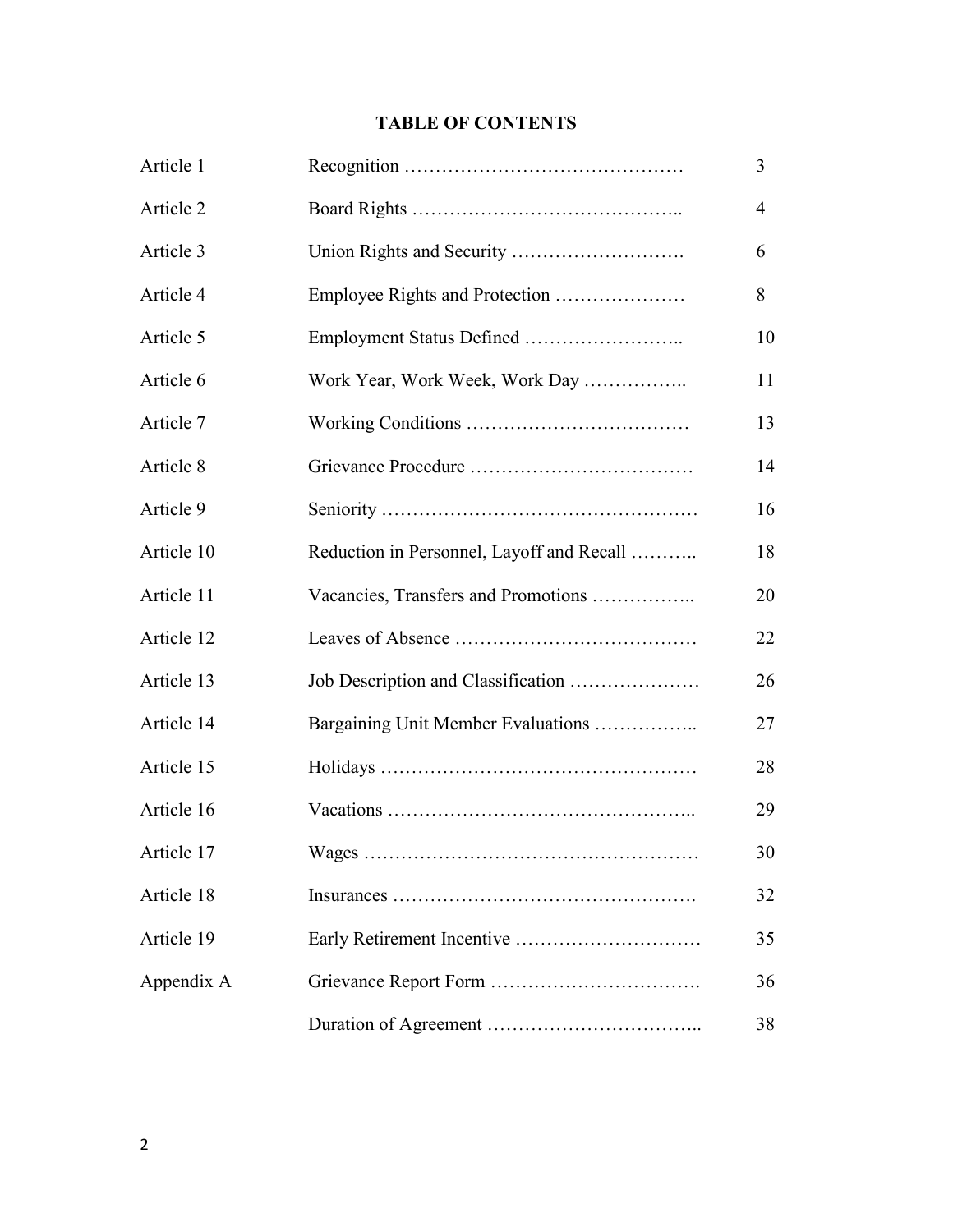# TABLE OF CONTENTS

| | | |
|---|---|---|
| Article 1 | Recognition ……………………………………… | 3 |
| Article 2 | Board Rights …………………………………….. | 4 |
| Article 3 | Union Rights and Security ………………………. | 6 |
| Article 4 | Employee Rights and Protection ………………… | 8 |
| Article 5 | Employment Status Defined …………………….. | 10 |
| Article 6 | Work Year, Work Week, Work Day …………….. | 11 |
| Article 7 | Working Conditions ……………………………… | 13 |
| Article 8 | Grievance Procedure ……………………………… | 14 |
| Article 9 | Seniority …………………………………………… | 16 |
| Article 10 | Reduction in Personnel, Layoff and Recall ……….. | 18 |
| Article 11 | Vacancies, Transfers and Promotions …………….. | 20 |
| Article 12 | Leaves of Absence ………………………………… | 22 |
| Article 13 | Job Description and Classification ………………… | 26 |
| Article 14 | Bargaining Unit Member Evaluations …………….. | 27 |
| Article 15 | Holidays …………………………………………… | 28 |
| Article 16 | Vacations ………………………………………….. | 29 |
| Article 17 | Wages ……………………………………………… | 30 |
| Article 18 | Insurances …………………………………………. | 32 |
| Article 19 | Early Retirement Incentive ………………………… | 35 |
| Appendix A | Grievance Report Form ……………………………. | 36 |
| | Duration of Agreement …………………………….. | 38 |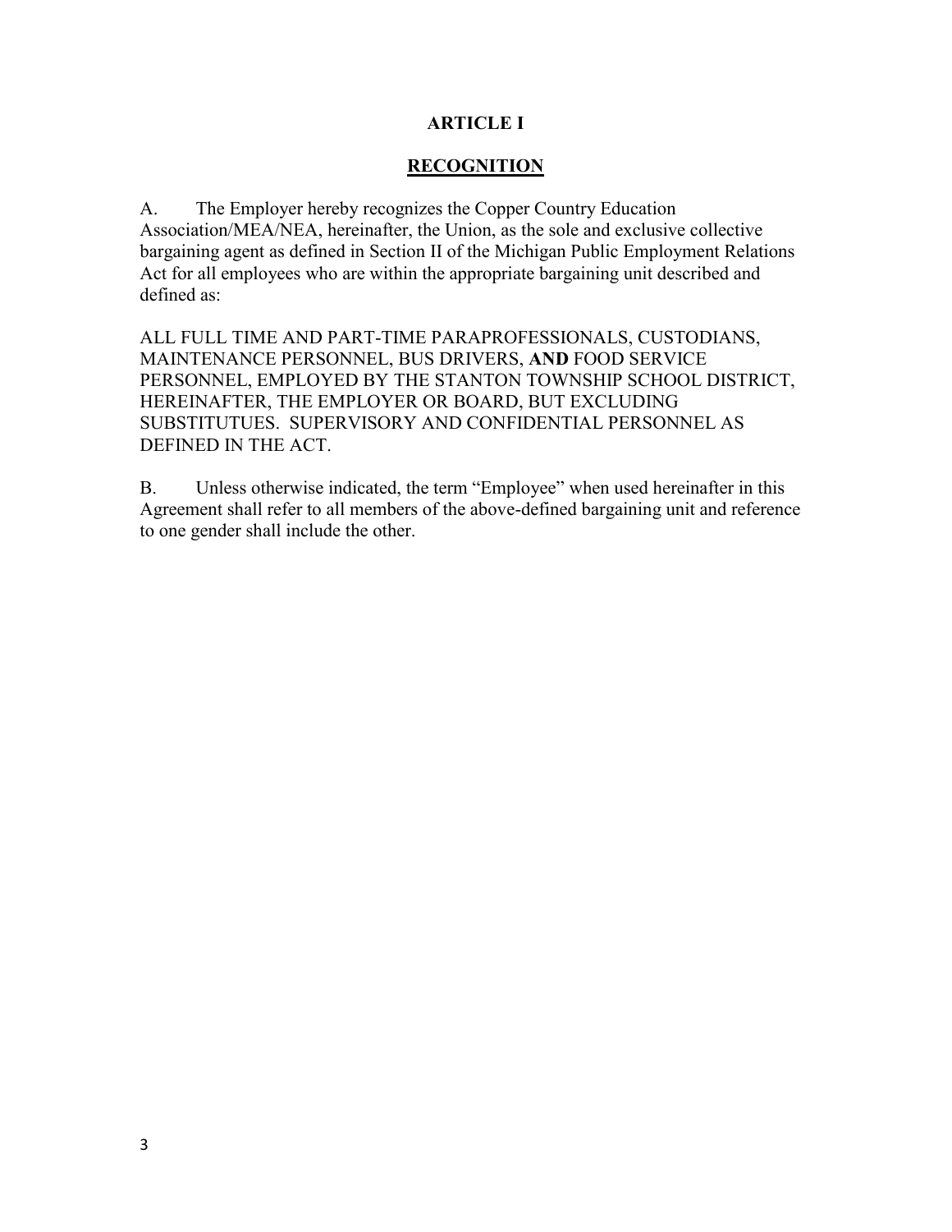# ARTICLE I

## RECOGNITION

A. The Employer hereby recognizes the Copper Country Education Association/MEA/NEA, hereinafter, the Union, as the sole and exclusive collective bargaining agent as defined in Section II of the Michigan Public Employment Relations Act for all employees who are within the appropriate bargaining unit described and defined as:

ALL FULL TIME AND PART-TIME PARAPROFESSIONALS, CUSTODIANS, MAINTENANCE PERSONNEL, BUS DRIVERS, **AND** FOOD SERVICE PERSONNEL, EMPLOYED BY THE STANTON TOWNSHIP SCHOOL DISTRICT, HEREINAFTER, THE EMPLOYER OR BOARD, BUT EXCLUDING SUBSTITUTUES. SUPERVISORY AND CONFIDENTIAL PERSONNEL AS DEFINED IN THE ACT.

B. Unless otherwise indicated, the term "Employee" when used hereinafter in this Agreement shall refer to all members of the above-defined bargaining unit and reference to one gender shall include the other.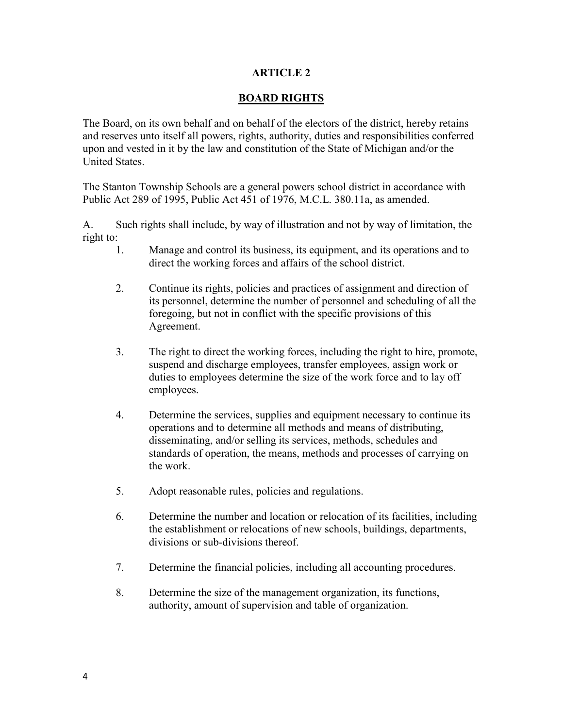# ARTICLE 2

## BOARD RIGHTS

The Board, on its own behalf and on behalf of the electors of the district, hereby retains and reserves unto itself all powers, rights, authority, duties and responsibilities conferred upon and vested in it by the law and constitution of the State of Michigan and/or the United States.

The Stanton Township Schools are a general powers school district in accordance with Public Act 289 of 1995, Public Act 451 of 1976, M.C.L. 380.11a, as amended.

A. Such rights shall include, by way of illustration and not by way of limitation, the right to:

1. Manage and control its business, its equipment, and its operations and to direct the working forces and affairs of the school district.

2. Continue its rights, policies and practices of assignment and direction of its personnel, determine the number of personnel and scheduling of all the foregoing, but not in conflict with the specific provisions of this Agreement.

3. The right to direct the working forces, including the right to hire, promote, suspend and discharge employees, transfer employees, assign work or duties to employees determine the size of the work force and to lay off employees.

4. Determine the services, supplies and equipment necessary to continue its operations and to determine all methods and means of distributing, disseminating, and/or selling its services, methods, schedules and standards of operation, the means, methods and processes of carrying on the work.

5. Adopt reasonable rules, policies and regulations.

6. Determine the number and location or relocation of its facilities, including the establishment or relocations of new schools, buildings, departments, divisions or sub-divisions thereof.

7. Determine the financial policies, including all accounting procedures.

8. Determine the size of the management organization, its functions, authority, amount of supervision and table of organization.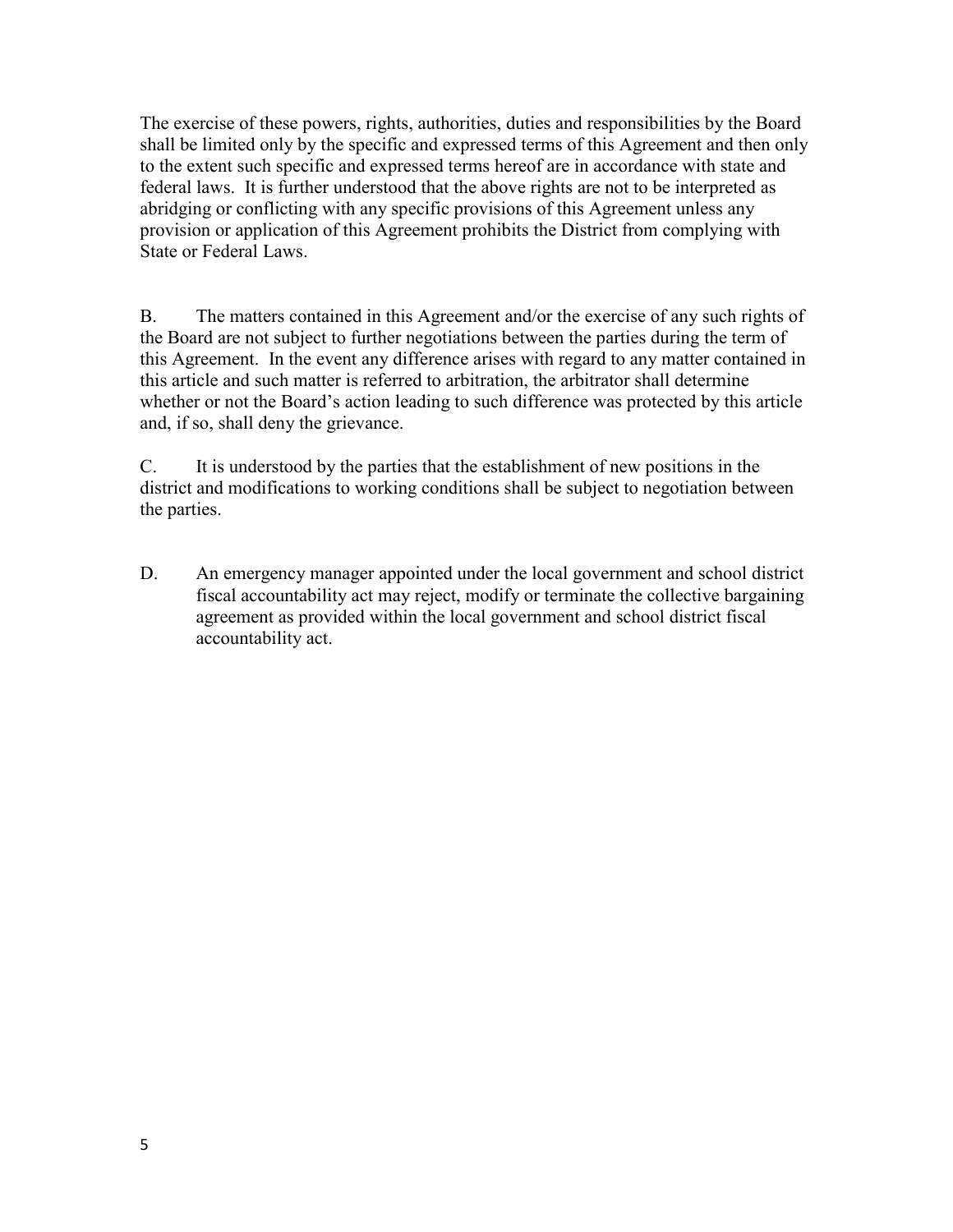The exercise of these powers, rights, authorities, duties and responsibilities by the Board shall be limited only by the specific and expressed terms of this Agreement and then only to the extent such specific and expressed terms hereof are in accordance with state and federal laws. It is further understood that the above rights are not to be interpreted as abridging or conflicting with any specific provisions of this Agreement unless any provision or application of this Agreement prohibits the District from complying with State or Federal Laws.

B. The matters contained in this Agreement and/or the exercise of any such rights of the Board are not subject to further negotiations between the parties during the term of this Agreement. In the event any difference arises with regard to any matter contained in this article and such matter is referred to arbitration, the arbitrator shall determine whether or not the Board's action leading to such difference was protected by this article and, if so, shall deny the grievance.

C. It is understood by the parties that the establishment of new positions in the district and modifications to working conditions shall be subject to negotiation between the parties.

D. An emergency manager appointed under the local government and school district fiscal accountability act may reject, modify or terminate the collective bargaining agreement as provided within the local government and school district fiscal accountability act.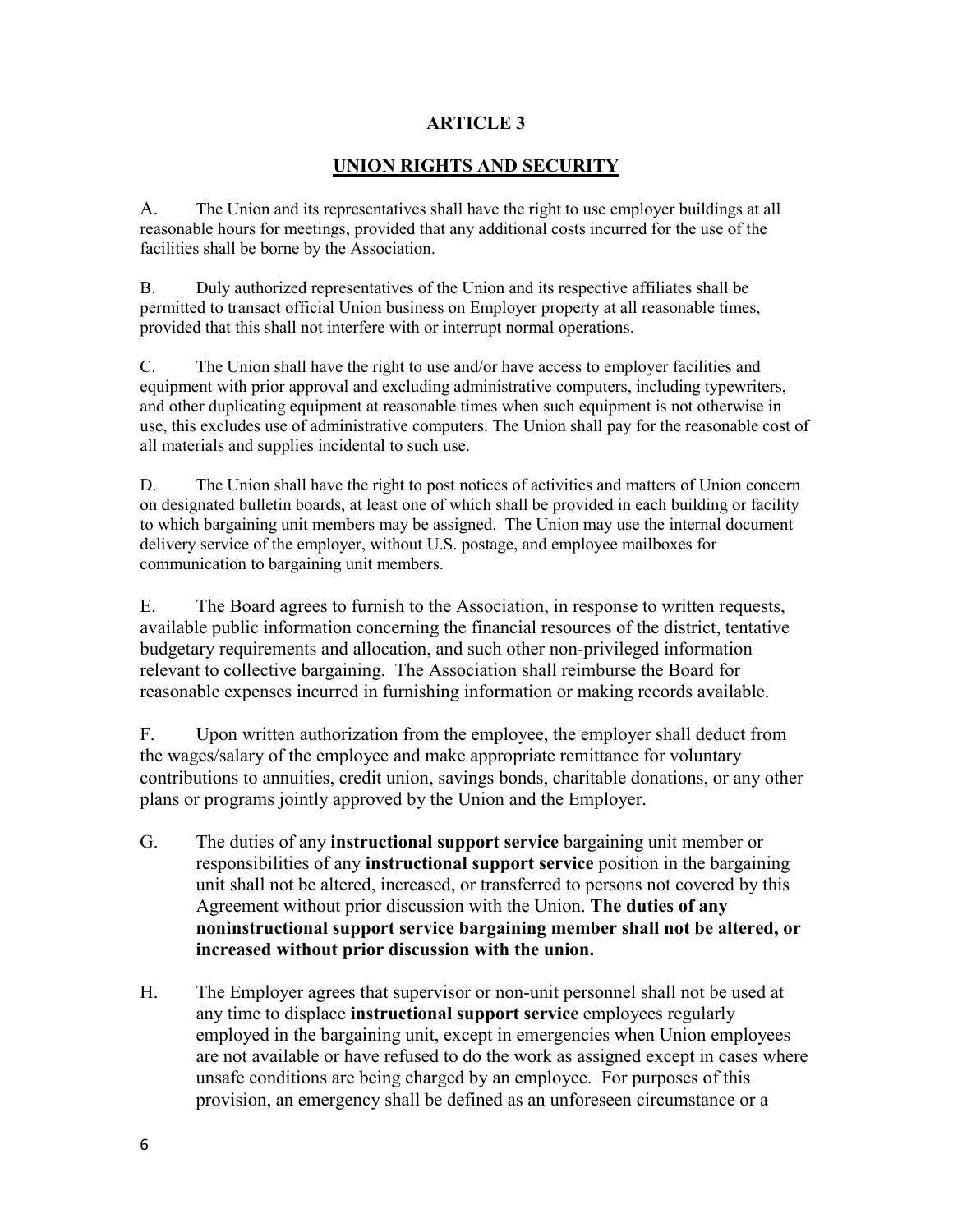# ARTICLE 3

## UNION RIGHTS AND SECURITY

A. The Union and its representatives shall have the right to use employer buildings at all reasonable hours for meetings, provided that any additional costs incurred for the use of the facilities shall be borne by the Association.

B. Duly authorized representatives of the Union and its respective affiliates shall be permitted to transact official Union business on Employer property at all reasonable times, provided that this shall not interfere with or interrupt normal operations.

C. The Union shall have the right to use and/or have access to employer facilities and equipment with prior approval and excluding administrative computers, including typewriters, and other duplicating equipment at reasonable times when such equipment is not otherwise in use, this excludes use of administrative computers. The Union shall pay for the reasonable cost of all materials and supplies incidental to such use.

D. The Union shall have the right to post notices of activities and matters of Union concern on designated bulletin boards, at least one of which shall be provided in each building or facility to which bargaining unit members may be assigned. The Union may use the internal document delivery service of the employer, without U.S. postage, and employee mailboxes for communication to bargaining unit members.

E. The Board agrees to furnish to the Association, in response to written requests, available public information concerning the financial resources of the district, tentative budgetary requirements and allocation, and such other non-privileged information relevant to collective bargaining. The Association shall reimburse the Board for reasonable expenses incurred in furnishing information or making records available.

F. Upon written authorization from the employee, the employer shall deduct from the wages/salary of the employee and make appropriate remittance for voluntary contributions to annuities, credit union, savings bonds, charitable donations, or any other plans or programs jointly approved by the Union and the Employer.

G. The duties of any **instructional support service** bargaining unit member or responsibilities of any **instructional support service** position in the bargaining unit shall not be altered, increased, or transferred to persons not covered by this Agreement without prior discussion with the Union. **The duties of any noninstructional support service bargaining member shall not be altered, or increased without prior discussion with the union.**

H. The Employer agrees that supervisor or non-unit personnel shall not be used at any time to displace **instructional support service** employees regularly employed in the bargaining unit, except in emergencies when Union employees are not available or have refused to do the work as assigned except in cases where unsafe conditions are being charged by an employee. For purposes of this provision, an emergency shall be defined as an unforeseen circumstance or a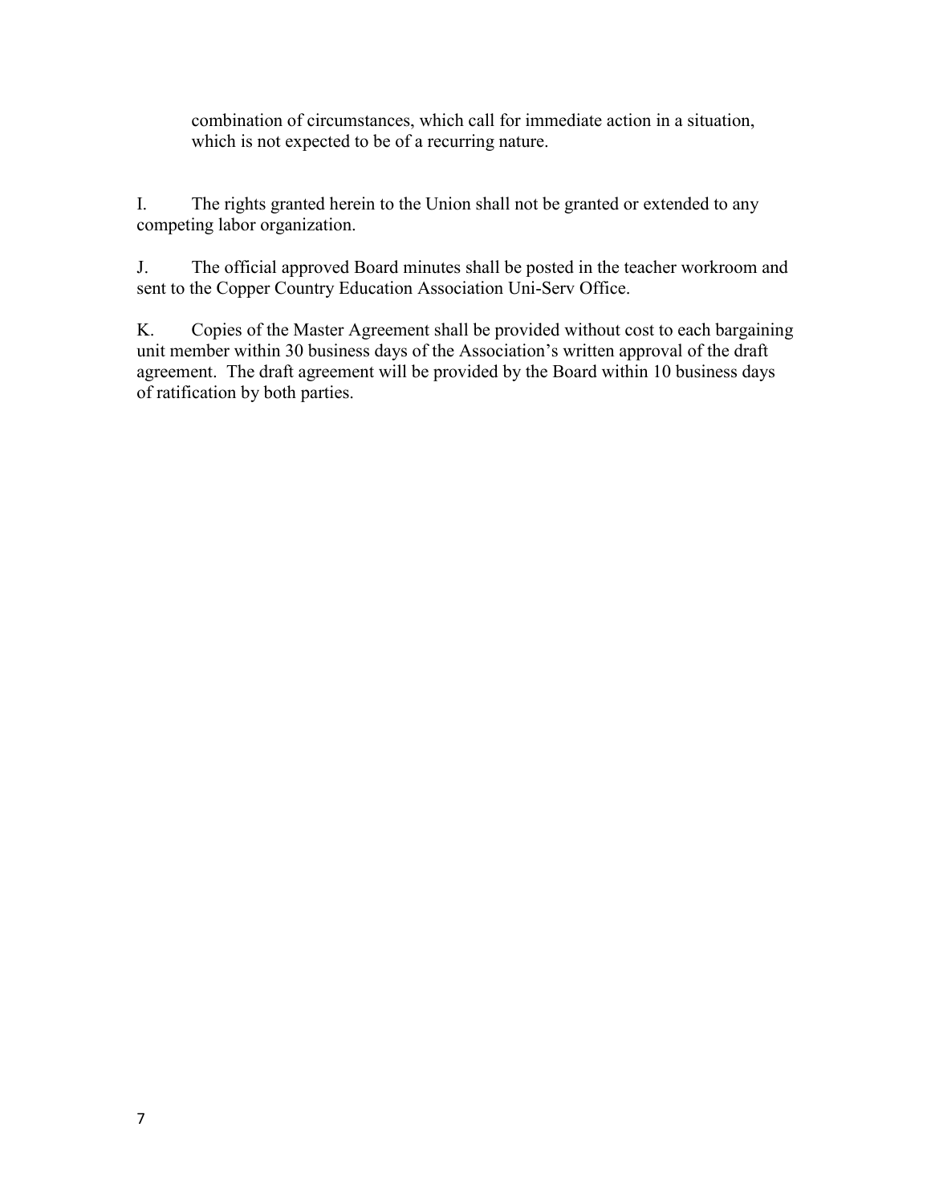combination of circumstances, which call for immediate action in a situation, which is not expected to be of a recurring nature.

I. The rights granted herein to the Union shall not be granted or extended to any competing labor organization.

J. The official approved Board minutes shall be posted in the teacher workroom and sent to the Copper Country Education Association Uni-Serv Office.

K. Copies of the Master Agreement shall be provided without cost to each bargaining unit member within 30 business days of the Association's written approval of the draft agreement. The draft agreement will be provided by the Board within 10 business days of ratification by both parties.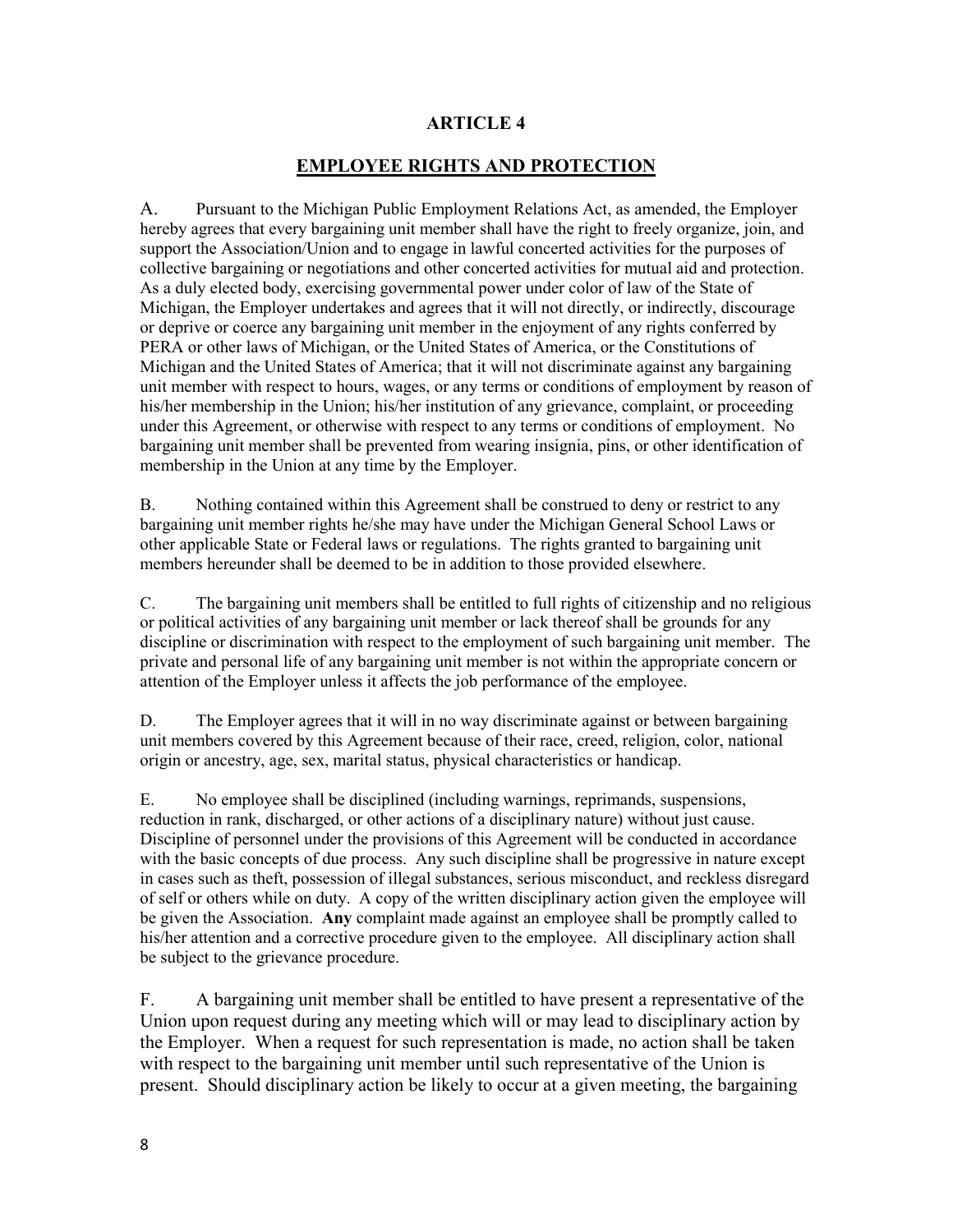# ARTICLE 4

## EMPLOYEE RIGHTS AND PROTECTION

A. Pursuant to the Michigan Public Employment Relations Act, as amended, the Employer hereby agrees that every bargaining unit member shall have the right to freely organize, join, and support the Association/Union and to engage in lawful concerted activities for the purposes of collective bargaining or negotiations and other concerted activities for mutual aid and protection. As a duly elected body, exercising governmental power under color of law of the State of Michigan, the Employer undertakes and agrees that it will not directly, or indirectly, discourage or deprive or coerce any bargaining unit member in the enjoyment of any rights conferred by PERA or other laws of Michigan, or the United States of America, or the Constitutions of Michigan and the United States of America; that it will not discriminate against any bargaining unit member with respect to hours, wages, or any terms or conditions of employment by reason of his/her membership in the Union; his/her institution of any grievance, complaint, or proceeding under this Agreement, or otherwise with respect to any terms or conditions of employment. No bargaining unit member shall be prevented from wearing insignia, pins, or other identification of membership in the Union at any time by the Employer.

B. Nothing contained within this Agreement shall be construed to deny or restrict to any bargaining unit member rights he/she may have under the Michigan General School Laws or other applicable State or Federal laws or regulations. The rights granted to bargaining unit members hereunder shall be deemed to be in addition to those provided elsewhere.

C. The bargaining unit members shall be entitled to full rights of citizenship and no religious or political activities of any bargaining unit member or lack thereof shall be grounds for any discipline or discrimination with respect to the employment of such bargaining unit member. The private and personal life of any bargaining unit member is not within the appropriate concern or attention of the Employer unless it affects the job performance of the employee.

D. The Employer agrees that it will in no way discriminate against or between bargaining unit members covered by this Agreement because of their race, creed, religion, color, national origin or ancestry, age, sex, marital status, physical characteristics or handicap.

E. No employee shall be disciplined (including warnings, reprimands, suspensions, reduction in rank, discharged, or other actions of a disciplinary nature) without just cause. Discipline of personnel under the provisions of this Agreement will be conducted in accordance with the basic concepts of due process. Any such discipline shall be progressive in nature except in cases such as theft, possession of illegal substances, serious misconduct, and reckless disregard of self or others while on duty. A copy of the written disciplinary action given the employee will be given the Association. **Any** complaint made against an employee shall be promptly called to his/her attention and a corrective procedure given to the employee. All disciplinary action shall be subject to the grievance procedure.

F. A bargaining unit member shall be entitled to have present a representative of the Union upon request during any meeting which will or may lead to disciplinary action by the Employer. When a request for such representation is made, no action shall be taken with respect to the bargaining unit member until such representative of the Union is present. Should disciplinary action be likely to occur at a given meeting, the bargaining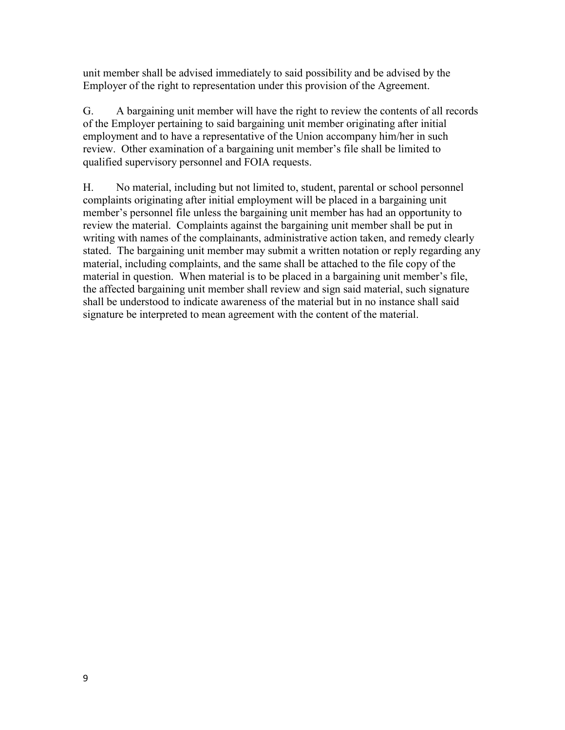unit member shall be advised immediately to said possibility and be advised by the Employer of the right to representation under this provision of the Agreement.

G. A bargaining unit member will have the right to review the contents of all records of the Employer pertaining to said bargaining unit member originating after initial employment and to have a representative of the Union accompany him/her in such review. Other examination of a bargaining unit member's file shall be limited to qualified supervisory personnel and FOIA requests.

H. No material, including but not limited to, student, parental or school personnel complaints originating after initial employment will be placed in a bargaining unit member's personnel file unless the bargaining unit member has had an opportunity to review the material. Complaints against the bargaining unit member shall be put in writing with names of the complainants, administrative action taken, and remedy clearly stated. The bargaining unit member may submit a written notation or reply regarding any material, including complaints, and the same shall be attached to the file copy of the material in question. When material is to be placed in a bargaining unit member's file, the affected bargaining unit member shall review and sign said material, such signature shall be understood to indicate awareness of the material but in no instance shall said signature be interpreted to mean agreement with the content of the material.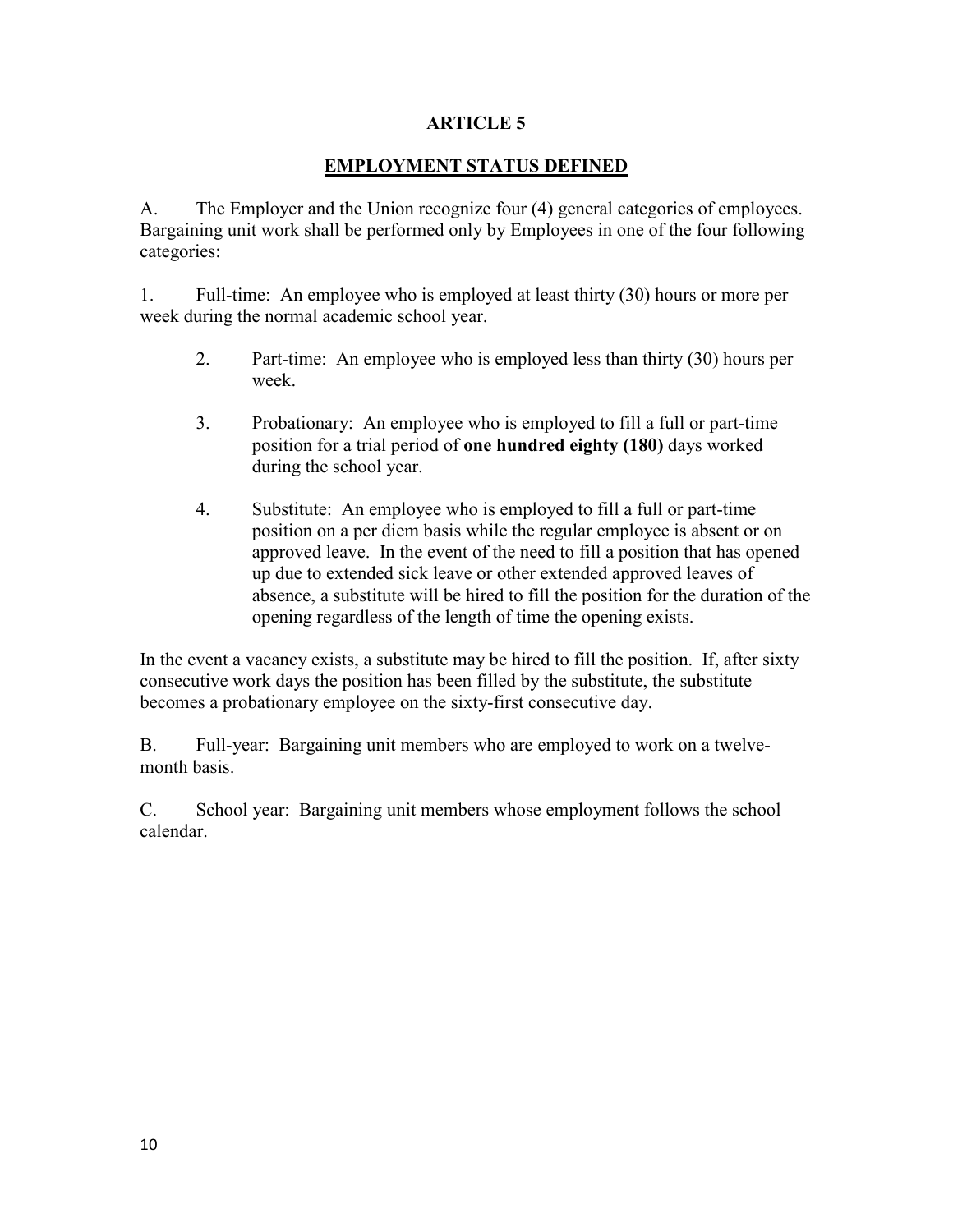# ARTICLE 5

## EMPLOYMENT STATUS DEFINED

A. The Employer and the Union recognize four (4) general categories of employees. Bargaining unit work shall be performed only by Employees in one of the four following categories:

1. Full-time: An employee who is employed at least thirty (30) hours or more per week during the normal academic school year.

2. Part-time: An employee who is employed less than thirty (30) hours per week.

3. Probationary: An employee who is employed to fill a full or part-time position for a trial period of **one hundred eighty (180)** days worked during the school year.

4. Substitute: An employee who is employed to fill a full or part-time position on a per diem basis while the regular employee is absent or on approved leave. In the event of the need to fill a position that has opened up due to extended sick leave or other extended approved leaves of absence, a substitute will be hired to fill the position for the duration of the opening regardless of the length of time the opening exists.

In the event a vacancy exists, a substitute may be hired to fill the position. If, after sixty consecutive work days the position has been filled by the substitute, the substitute becomes a probationary employee on the sixty-first consecutive day.

B. Full-year: Bargaining unit members who are employed to work on a twelve-month basis.

C. School year: Bargaining unit members whose employment follows the school calendar.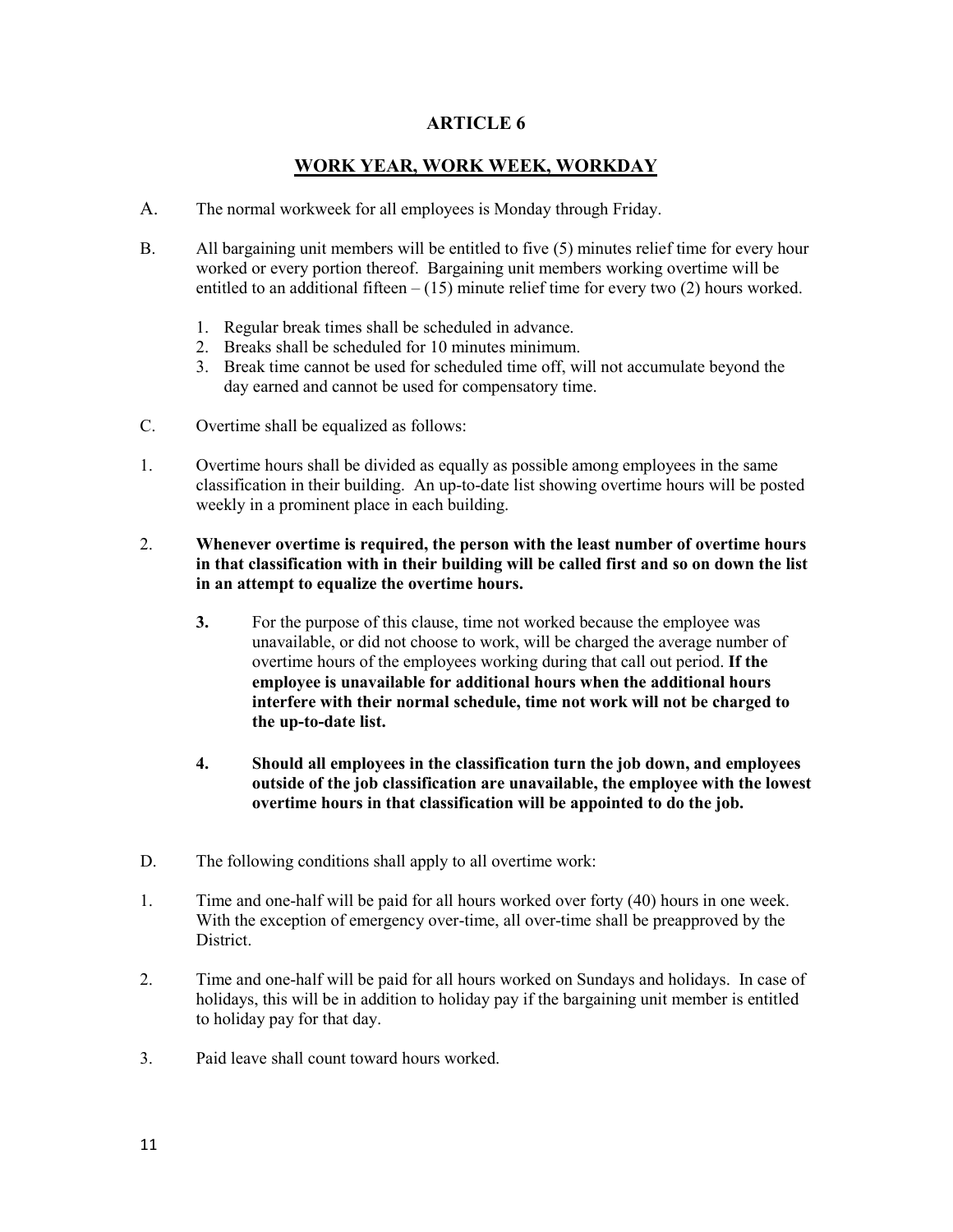# ARTICLE 6

## WORK YEAR, WORK WEEK, WORKDAY

A. The normal workweek for all employees is Monday through Friday.

B. All bargaining unit members will be entitled to five (5) minutes relief time for every hour worked or every portion thereof. Bargaining unit members working overtime will be entitled to an additional fifteen – (15) minute relief time for every two (2) hours worked.

1. Regular break times shall be scheduled in advance.
2. Breaks shall be scheduled for 10 minutes minimum.
3. Break time cannot be used for scheduled time off, will not accumulate beyond the day earned and cannot be used for compensatory time.

C. Overtime shall be equalized as follows:

1. Overtime hours shall be divided as equally as possible among employees in the same classification in their building. An up-to-date list showing overtime hours will be posted weekly in a prominent place in each building.

2. **Whenever overtime is required, the person with the least number of overtime hours in that classification with in their building will be called first and so on down the list in an attempt to equalize the overtime hours.**

   **3.** For the purpose of this clause, time not worked because the employee was unavailable, or did not choose to work, will be charged the average number of overtime hours of the employees working during that call out period. **If the employee is unavailable for additional hours when the additional hours interfere with their normal schedule, time not work will not be charged to the up-to-date list.**

   **4. Should all employees in the classification turn the job down, and employees outside of the job classification are unavailable, the employee with the lowest overtime hours in that classification will be appointed to do the job.**

D. The following conditions shall apply to all overtime work:

1. Time and one-half will be paid for all hours worked over forty (40) hours in one week. With the exception of emergency over-time, all over-time shall be preapproved by the District.

2. Time and one-half will be paid for all hours worked on Sundays and holidays. In case of holidays, this will be in addition to holiday pay if the bargaining unit member is entitled to holiday pay for that day.

3. Paid leave shall count toward hours worked.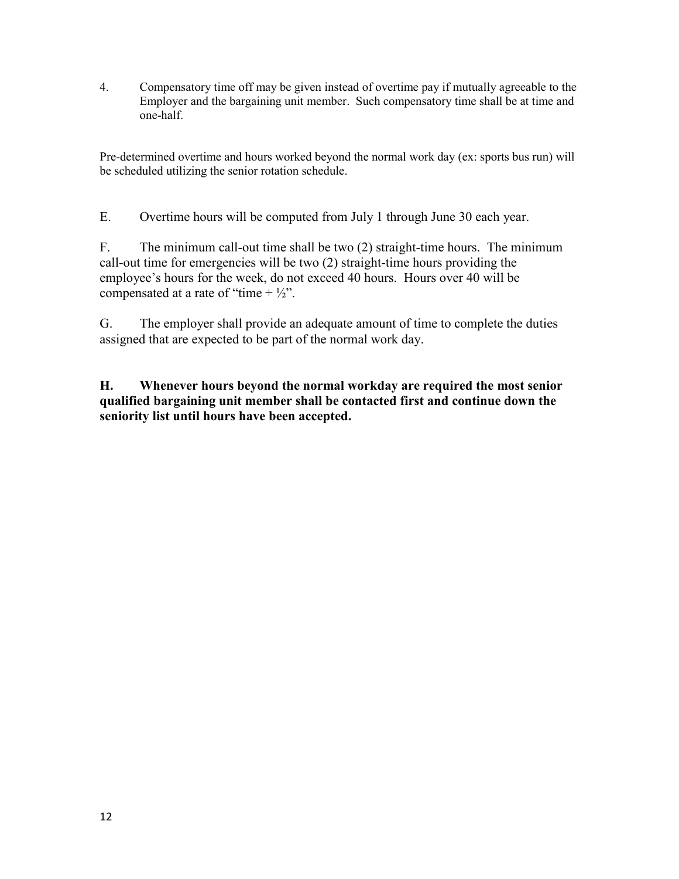4. Compensatory time off may be given instead of overtime pay if mutually agreeable to the Employer and the bargaining unit member. Such compensatory time shall be at time and one-half.

Pre-determined overtime and hours worked beyond the normal work day (ex: sports bus run) will be scheduled utilizing the senior rotation schedule.

E. Overtime hours will be computed from July 1 through June 30 each year.

F. The minimum call-out time shall be two (2) straight-time hours. The minimum call-out time for emergencies will be two (2) straight-time hours providing the employee's hours for the week, do not exceed 40 hours. Hours over 40 will be compensated at a rate of "time + ½".

G. The employer shall provide an adequate amount of time to complete the duties assigned that are expected to be part of the normal work day.

**H. Whenever hours beyond the normal workday are required the most senior qualified bargaining unit member shall be contacted first and continue down the seniority list until hours have been accepted.**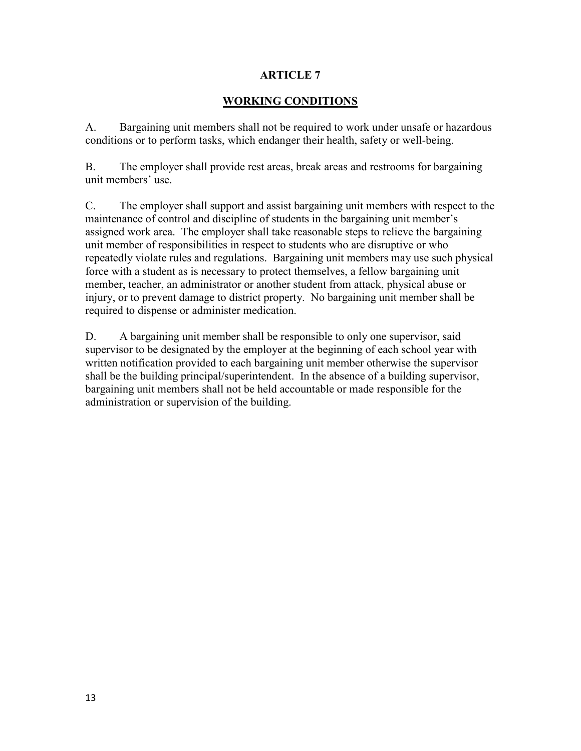# ARTICLE 7

## WORKING CONDITIONS

A. Bargaining unit members shall not be required to work under unsafe or hazardous conditions or to perform tasks, which endanger their health, safety or well-being.

B. The employer shall provide rest areas, break areas and restrooms for bargaining unit members' use.

C. The employer shall support and assist bargaining unit members with respect to the maintenance of control and discipline of students in the bargaining unit member's assigned work area. The employer shall take reasonable steps to relieve the bargaining unit member of responsibilities in respect to students who are disruptive or who repeatedly violate rules and regulations. Bargaining unit members may use such physical force with a student as is necessary to protect themselves, a fellow bargaining unit member, teacher, an administrator or another student from attack, physical abuse or injury, or to prevent damage to district property. No bargaining unit member shall be required to dispense or administer medication.

D. A bargaining unit member shall be responsible to only one supervisor, said supervisor to be designated by the employer at the beginning of each school year with written notification provided to each bargaining unit member otherwise the supervisor shall be the building principal/superintendent. In the absence of a building supervisor, bargaining unit members shall not be held accountable or made responsible for the administration or supervision of the building.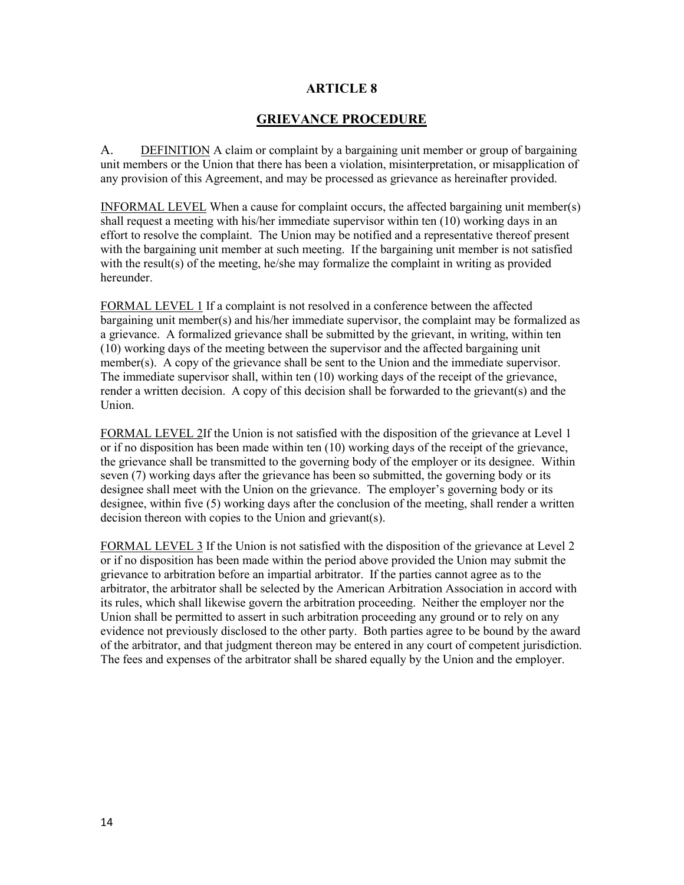# ARTICLE 8

## GRIEVANCE PROCEDURE

A. <u>DEFINITION</u> A claim or complaint by a bargaining unit member or group of bargaining unit members or the Union that there has been a violation, misinterpretation, or misapplication of any provision of this Agreement, and may be processed as grievance as hereinafter provided.

<u>INFORMAL LEVEL</u> When a cause for complaint occurs, the affected bargaining unit member(s) shall request a meeting with his/her immediate supervisor within ten (10) working days in an effort to resolve the complaint. The Union may be notified and a representative thereof present with the bargaining unit member at such meeting. If the bargaining unit member is not satisfied with the result(s) of the meeting, he/she may formalize the complaint in writing as provided hereunder.

<u>FORMAL LEVEL 1</u> If a complaint is not resolved in a conference between the affected bargaining unit member(s) and his/her immediate supervisor, the complaint may be formalized as a grievance. A formalized grievance shall be submitted by the grievant, in writing, within ten (10) working days of the meeting between the supervisor and the affected bargaining unit member(s). A copy of the grievance shall be sent to the Union and the immediate supervisor. The immediate supervisor shall, within ten (10) working days of the receipt of the grievance, render a written decision. A copy of this decision shall be forwarded to the grievant(s) and the Union.

<u>FORMAL LEVEL 2</u>If the Union is not satisfied with the disposition of the grievance at Level 1 or if no disposition has been made within ten (10) working days of the receipt of the grievance, the grievance shall be transmitted to the governing body of the employer or its designee. Within seven (7) working days after the grievance has been so submitted, the governing body or its designee shall meet with the Union on the grievance. The employer's governing body or its designee, within five (5) working days after the conclusion of the meeting, shall render a written decision thereon with copies to the Union and grievant(s).

<u>FORMAL LEVEL 3</u> If the Union is not satisfied with the disposition of the grievance at Level 2 or if no disposition has been made within the period above provided the Union may submit the grievance to arbitration before an impartial arbitrator. If the parties cannot agree as to the arbitrator, the arbitrator shall be selected by the American Arbitration Association in accord with its rules, which shall likewise govern the arbitration proceeding. Neither the employer nor the Union shall be permitted to assert in such arbitration proceeding any ground or to rely on any evidence not previously disclosed to the other party. Both parties agree to be bound by the award of the arbitrator, and that judgment thereon may be entered in any court of competent jurisdiction. The fees and expenses of the arbitrator shall be shared equally by the Union and the employer.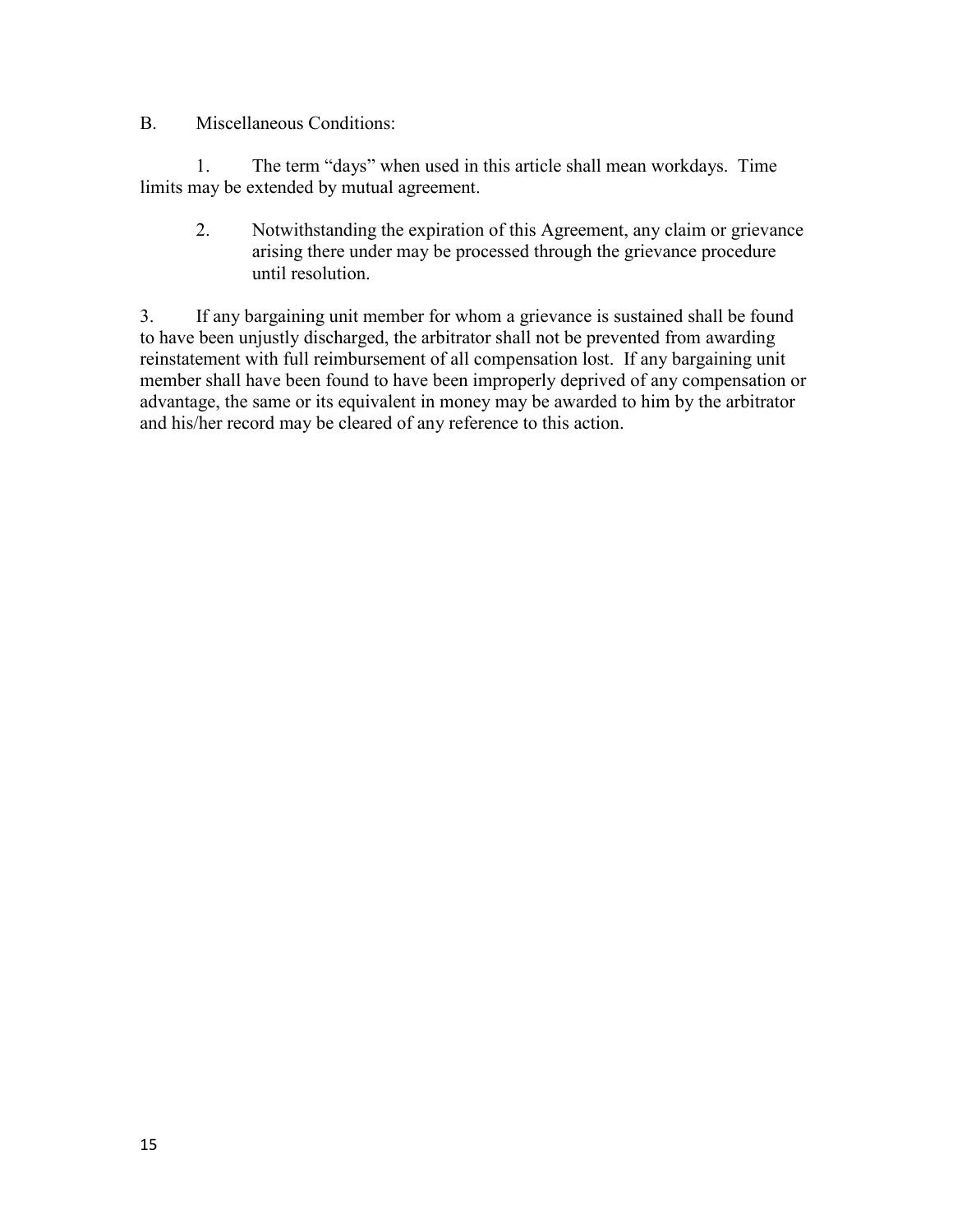B. Miscellaneous Conditions:

1. The term "days" when used in this article shall mean workdays. Time limits may be extended by mutual agreement.

2. Notwithstanding the expiration of this Agreement, any claim or grievance arising there under may be processed through the grievance procedure until resolution.

3. If any bargaining unit member for whom a grievance is sustained shall be found to have been unjustly discharged, the arbitrator shall not be prevented from awarding reinstatement with full reimbursement of all compensation lost. If any bargaining unit member shall have been found to have been improperly deprived of any compensation or advantage, the same or its equivalent in money may be awarded to him by the arbitrator and his/her record may be cleared of any reference to this action.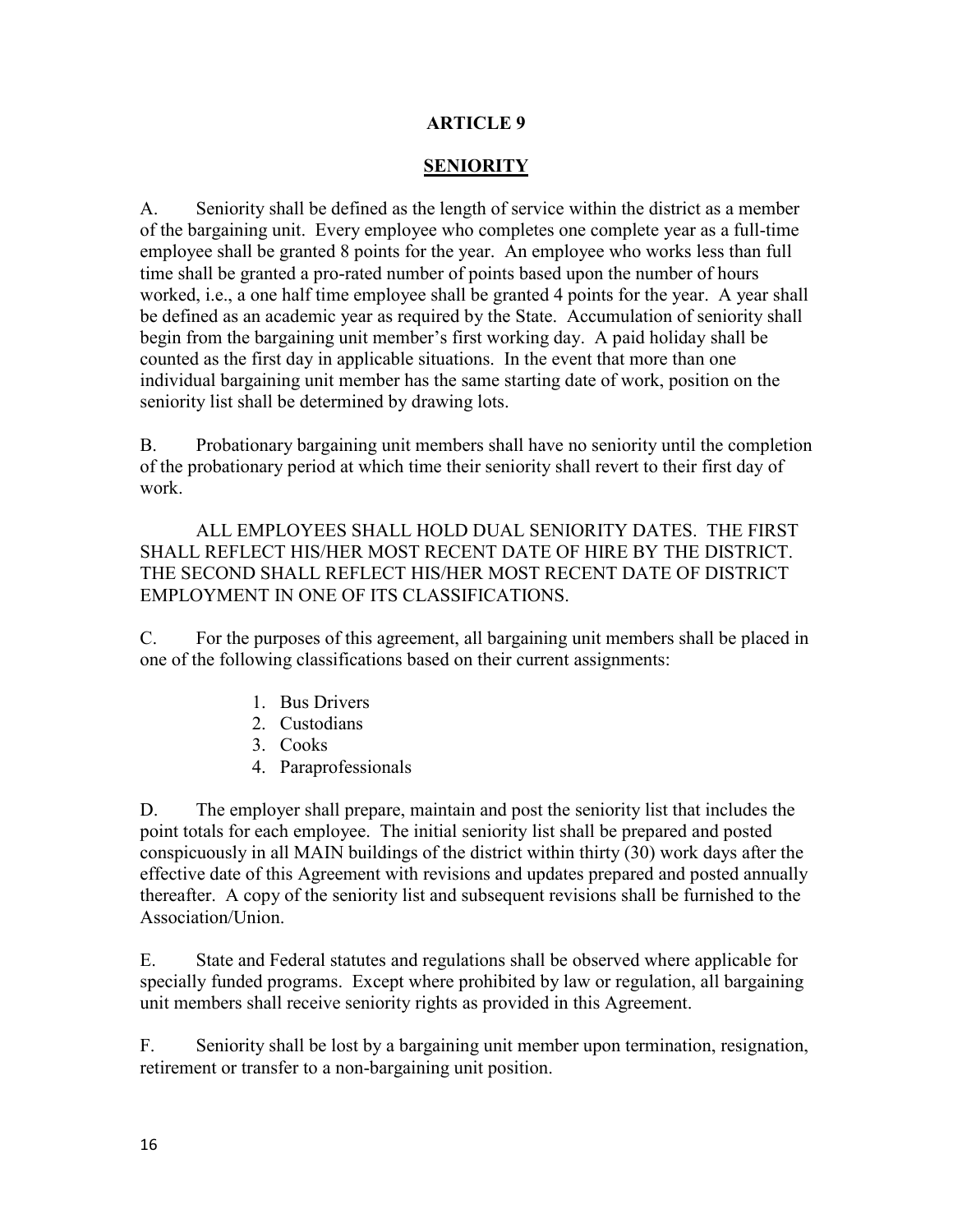# ARTICLE 9

## SENIORITY

A. Seniority shall be defined as the length of service within the district as a member of the bargaining unit. Every employee who completes one complete year as a full-time employee shall be granted 8 points for the year. An employee who works less than full time shall be granted a pro-rated number of points based upon the number of hours worked, i.e., a one half time employee shall be granted 4 points for the year. A year shall be defined as an academic year as required by the State. Accumulation of seniority shall begin from the bargaining unit member's first working day. A paid holiday shall be counted as the first day in applicable situations. In the event that more than one individual bargaining unit member has the same starting date of work, position on the seniority list shall be determined by drawing lots.

B. Probationary bargaining unit members shall have no seniority until the completion of the probationary period at which time their seniority shall revert to their first day of work.

ALL EMPLOYEES SHALL HOLD DUAL SENIORITY DATES. THE FIRST SHALL REFLECT HIS/HER MOST RECENT DATE OF HIRE BY THE DISTRICT. THE SECOND SHALL REFLECT HIS/HER MOST RECENT DATE OF DISTRICT EMPLOYMENT IN ONE OF ITS CLASSIFICATIONS.

C. For the purposes of this agreement, all bargaining unit members shall be placed in one of the following classifications based on their current assignments:

1. Bus Drivers
2. Custodians
3. Cooks
4. Paraprofessionals

D. The employer shall prepare, maintain and post the seniority list that includes the point totals for each employee. The initial seniority list shall be prepared and posted conspicuously in all MAIN buildings of the district within thirty (30) work days after the effective date of this Agreement with revisions and updates prepared and posted annually thereafter. A copy of the seniority list and subsequent revisions shall be furnished to the Association/Union.

E. State and Federal statutes and regulations shall be observed where applicable for specially funded programs. Except where prohibited by law or regulation, all bargaining unit members shall receive seniority rights as provided in this Agreement.

F. Seniority shall be lost by a bargaining unit member upon termination, resignation, retirement or transfer to a non-bargaining unit position.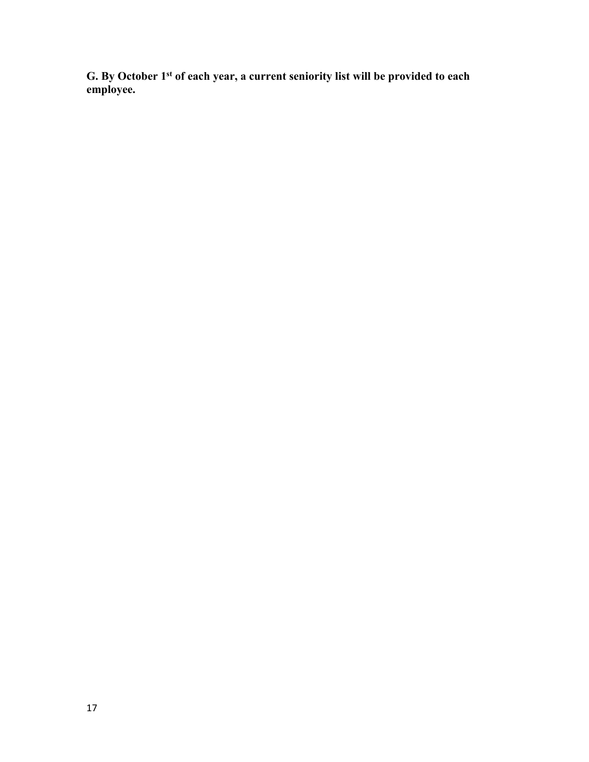**G. By October 1st of each year, a current seniority list will be provided to each employee.**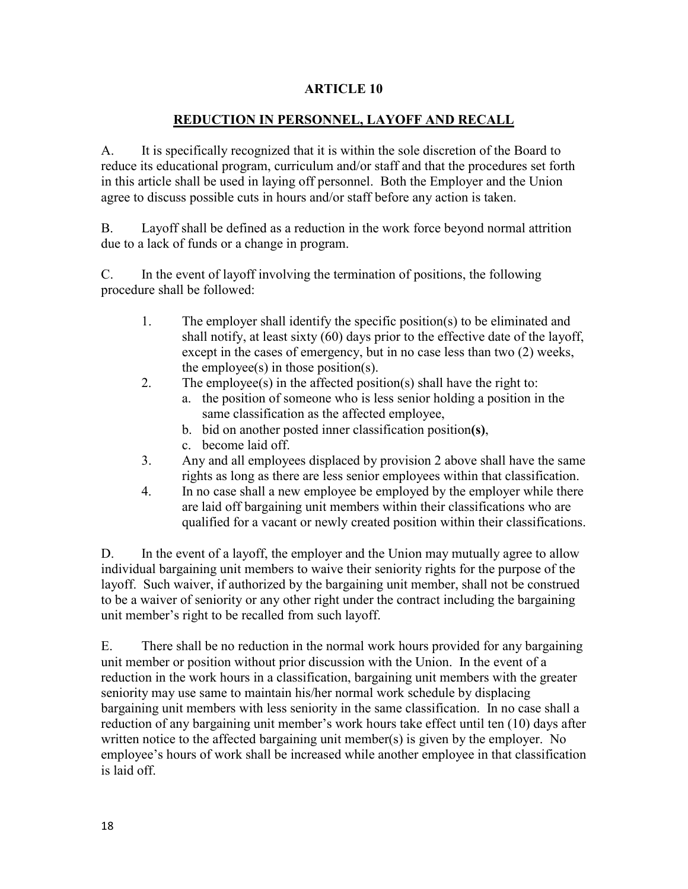# ARTICLE 10

## REDUCTION IN PERSONNEL, LAYOFF AND RECALL

A. It is specifically recognized that it is within the sole discretion of the Board to reduce its educational program, curriculum and/or staff and that the procedures set forth in this article shall be used in laying off personnel. Both the Employer and the Union agree to discuss possible cuts in hours and/or staff before any action is taken.

B. Layoff shall be defined as a reduction in the work force beyond normal attrition due to a lack of funds or a change in program.

C. In the event of layoff involving the termination of positions, the following procedure shall be followed:

1. The employer shall identify the specific position(s) to be eliminated and shall notify, at least sixty (60) days prior to the effective date of the layoff, except in the cases of emergency, but in no case less than two (2) weeks, the employee(s) in those position(s).
2. The employee(s) in the affected position(s) shall have the right to:
   a. the position of someone who is less senior holding a position in the same classification as the affected employee,
   b. bid on another posted inner classification position**(s)**,
   c. become laid off.
3. Any and all employees displaced by provision 2 above shall have the same rights as long as there are less senior employees within that classification.
4. In no case shall a new employee be employed by the employer while there are laid off bargaining unit members within their classifications who are qualified for a vacant or newly created position within their classifications.

D. In the event of a layoff, the employer and the Union may mutually agree to allow individual bargaining unit members to waive their seniority rights for the purpose of the layoff. Such waiver, if authorized by the bargaining unit member, shall not be construed to be a waiver of seniority or any other right under the contract including the bargaining unit member's right to be recalled from such layoff.

E. There shall be no reduction in the normal work hours provided for any bargaining unit member or position without prior discussion with the Union. In the event of a reduction in the work hours in a classification, bargaining unit members with the greater seniority may use same to maintain his/her normal work schedule by displacing bargaining unit members with less seniority in the same classification. In no case shall a reduction of any bargaining unit member's work hours take effect until ten (10) days after written notice to the affected bargaining unit member(s) is given by the employer. No employee's hours of work shall be increased while another employee in that classification is laid off.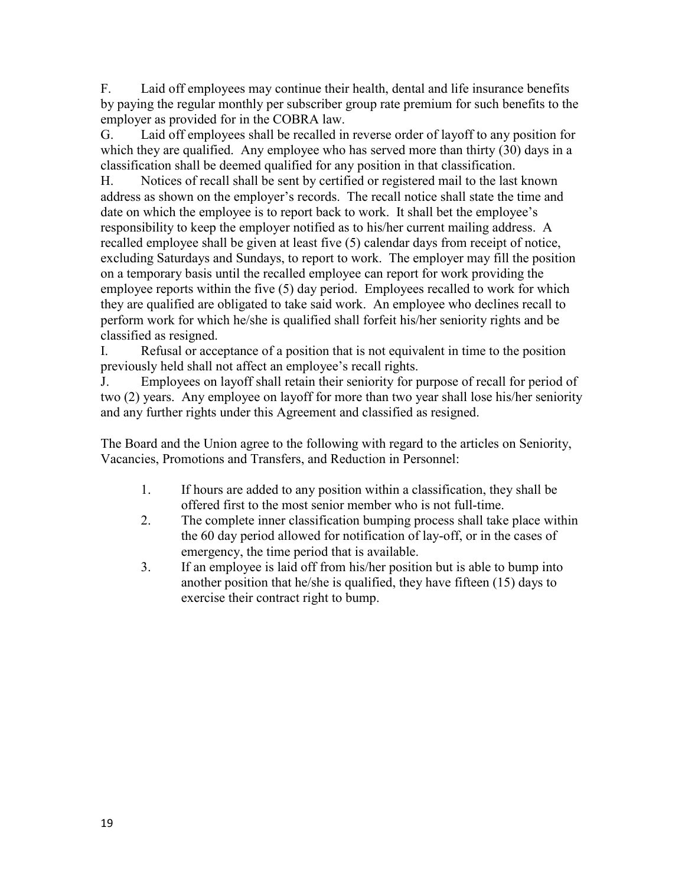F. Laid off employees may continue their health, dental and life insurance benefits by paying the regular monthly per subscriber group rate premium for such benefits to the employer as provided for in the COBRA law.

G. Laid off employees shall be recalled in reverse order of layoff to any position for which they are qualified. Any employee who has served more than thirty (30) days in a classification shall be deemed qualified for any position in that classification.

H. Notices of recall shall be sent by certified or registered mail to the last known address as shown on the employer's records. The recall notice shall state the time and date on which the employee is to report back to work. It shall bet the employee's responsibility to keep the employer notified as to his/her current mailing address. A recalled employee shall be given at least five (5) calendar days from receipt of notice, excluding Saturdays and Sundays, to report to work. The employer may fill the position on a temporary basis until the recalled employee can report for work providing the employee reports within the five (5) day period. Employees recalled to work for which they are qualified are obligated to take said work. An employee who declines recall to perform work for which he/she is qualified shall forfeit his/her seniority rights and be classified as resigned.

I. Refusal or acceptance of a position that is not equivalent in time to the position previously held shall not affect an employee's recall rights.

J. Employees on layoff shall retain their seniority for purpose of recall for period of two (2) years. Any employee on layoff for more than two year shall lose his/her seniority and any further rights under this Agreement and classified as resigned.

The Board and the Union agree to the following with regard to the articles on Seniority, Vacancies, Promotions and Transfers, and Reduction in Personnel:

1. If hours are added to any position within a classification, they shall be offered first to the most senior member who is not full-time.
2. The complete inner classification bumping process shall take place within the 60 day period allowed for notification of lay-off, or in the cases of emergency, the time period that is available.
3. If an employee is laid off from his/her position but is able to bump into another position that he/she is qualified, they have fifteen (15) days to exercise their contract right to bump.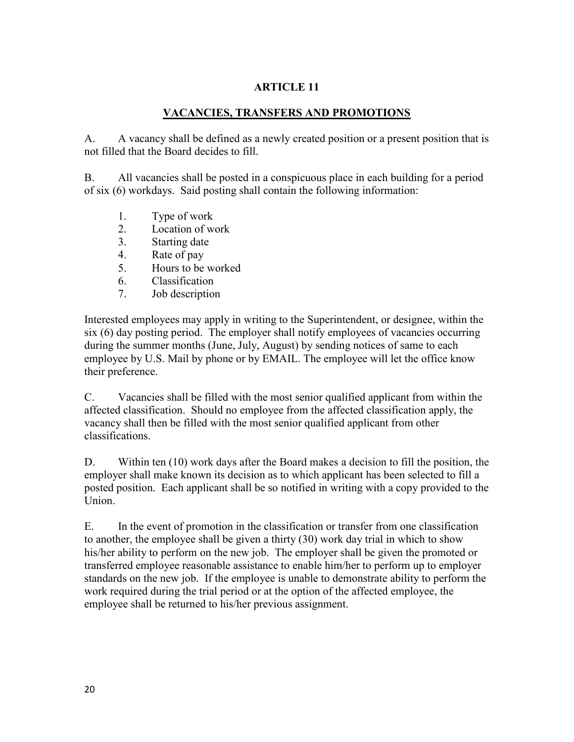# ARTICLE 11

## VACANCIES, TRANSFERS AND PROMOTIONS

A. A vacancy shall be defined as a newly created position or a present position that is not filled that the Board decides to fill.

B. All vacancies shall be posted in a conspicuous place in each building for a period of six (6) workdays. Said posting shall contain the following information:

1. Type of work
2. Location of work
3. Starting date
4. Rate of pay
5. Hours to be worked
6. Classification
7. Job description

Interested employees may apply in writing to the Superintendent, or designee, within the six (6) day posting period. The employer shall notify employees of vacancies occurring during the summer months (June, July, August) by sending notices of same to each employee by U.S. Mail by phone or by EMAIL. The employee will let the office know their preference.

C. Vacancies shall be filled with the most senior qualified applicant from within the affected classification. Should no employee from the affected classification apply, the vacancy shall then be filled with the most senior qualified applicant from other classifications.

D. Within ten (10) work days after the Board makes a decision to fill the position, the employer shall make known its decision as to which applicant has been selected to fill a posted position. Each applicant shall be so notified in writing with a copy provided to the Union.

E. In the event of promotion in the classification or transfer from one classification to another, the employee shall be given a thirty (30) work day trial in which to show his/her ability to perform on the new job. The employer shall be given the promoted or transferred employee reasonable assistance to enable him/her to perform up to employer standards on the new job. If the employee is unable to demonstrate ability to perform the work required during the trial period or at the option of the affected employee, the employee shall be returned to his/her previous assignment.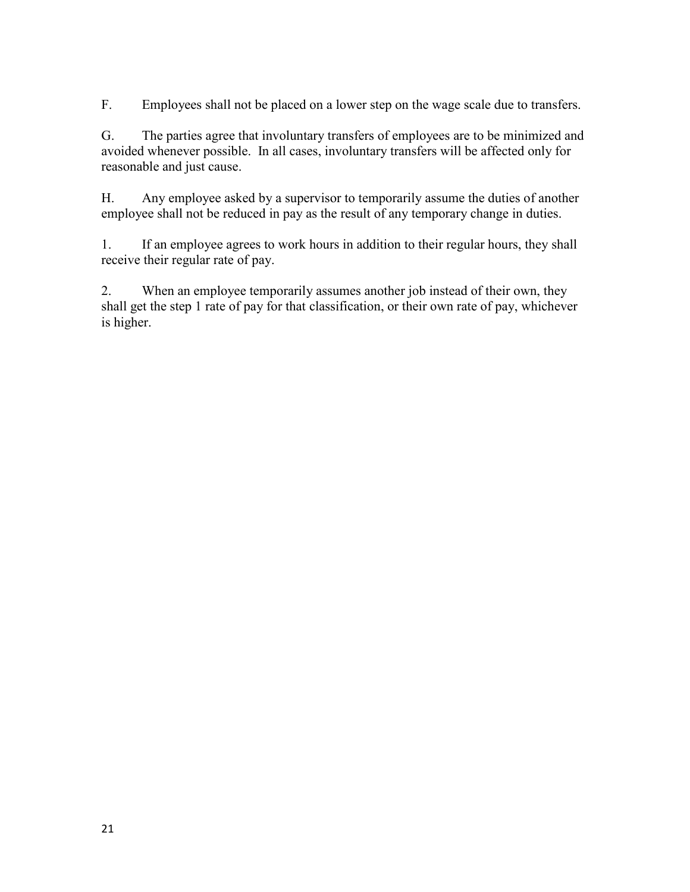F. Employees shall not be placed on a lower step on the wage scale due to transfers.

G. The parties agree that involuntary transfers of employees are to be minimized and avoided whenever possible. In all cases, involuntary transfers will be affected only for reasonable and just cause.

H. Any employee asked by a supervisor to temporarily assume the duties of another employee shall not be reduced in pay as the result of any temporary change in duties.

1. If an employee agrees to work hours in addition to their regular hours, they shall receive their regular rate of pay.

2. When an employee temporarily assumes another job instead of their own, they shall get the step 1 rate of pay for that classification, or their own rate of pay, whichever is higher.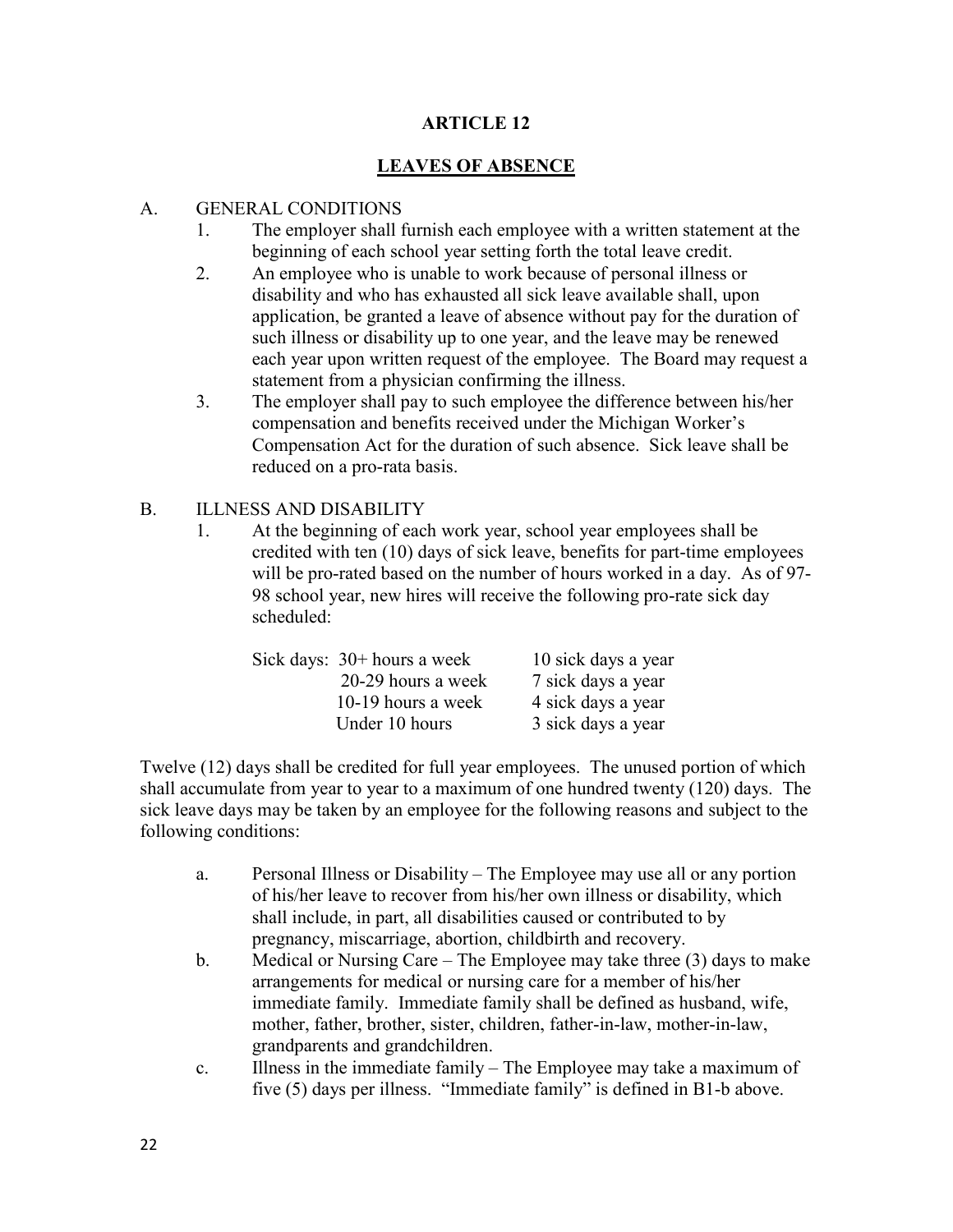# ARTICLE 12

## LEAVES OF ABSENCE

A. GENERAL CONDITIONS

1. The employer shall furnish each employee with a written statement at the beginning of each school year setting forth the total leave credit.
2. An employee who is unable to work because of personal illness or disability and who has exhausted all sick leave available shall, upon application, be granted a leave of absence without pay for the duration of such illness or disability up to one year, and the leave may be renewed each year upon written request of the employee. The Board may request a statement from a physician confirming the illness.
3. The employer shall pay to such employee the difference between his/her compensation and benefits received under the Michigan Worker's Compensation Act for the duration of such absence. Sick leave shall be reduced on a pro-rata basis.

B. ILLNESS AND DISABILITY

1. At the beginning of each work year, school year employees shall be credited with ten (10) days of sick leave, benefits for part-time employees will be pro-rated based on the number of hours worked in a day. As of 97-98 school year, new hires will receive the following pro-rate sick day scheduled:

| Sick days: | | |
|---|---|---|
| | 30+ hours a week | 10 sick days a year |
| | 20-29 hours a week | 7 sick days a year |
| | 10-19 hours a week | 4 sick days a year |
| | Under 10 hours | 3 sick days a year |

Twelve (12) days shall be credited for full year employees. The unused portion of which shall accumulate from year to year to a maximum of one hundred twenty (120) days. The sick leave days may be taken by an employee for the following reasons and subject to the following conditions:

a. Personal Illness or Disability – The Employee may use all or any portion of his/her leave to recover from his/her own illness or disability, which shall include, in part, all disabilities caused or contributed to by pregnancy, miscarriage, abortion, childbirth and recovery.

b. Medical or Nursing Care – The Employee may take three (3) days to make arrangements for medical or nursing care for a member of his/her immediate family. Immediate family shall be defined as husband, wife, mother, father, brother, sister, children, father-in-law, mother-in-law, grandparents and grandchildren.

c. Illness in the immediate family – The Employee may take a maximum of five (5) days per illness. "Immediate family" is defined in B1-b above.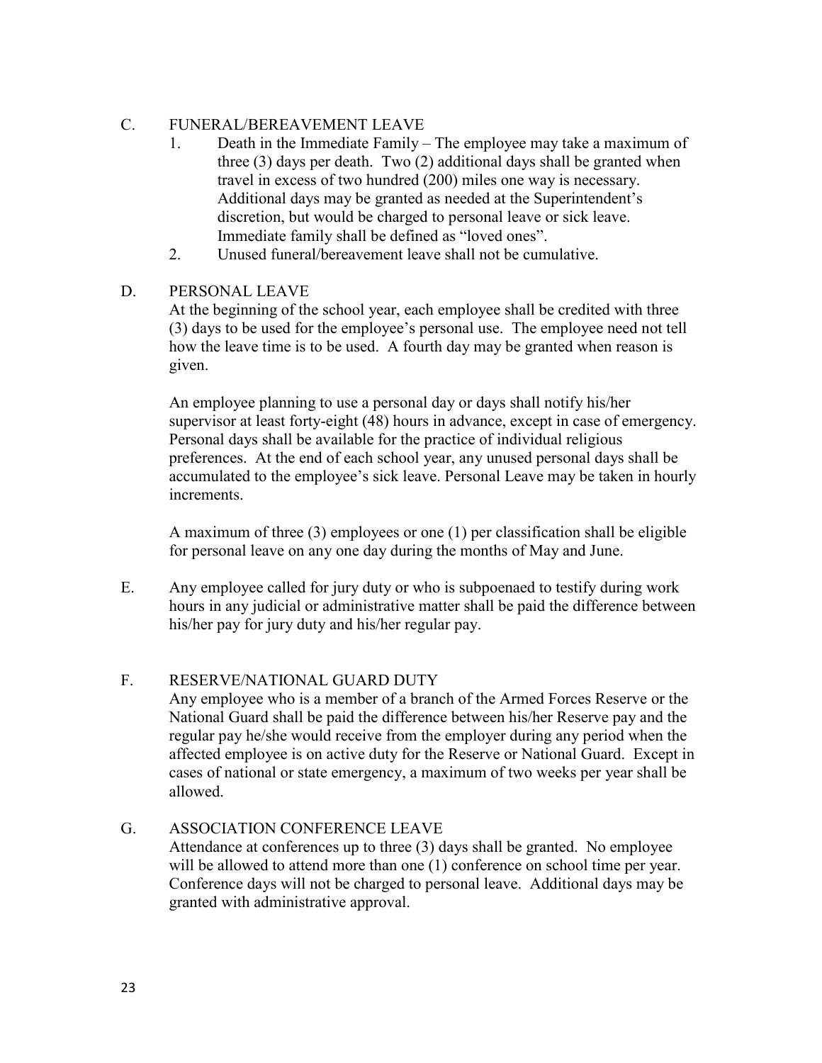C. FUNERAL/BEREAVEMENT LEAVE

1. Death in the Immediate Family – The employee may take a maximum of three (3) days per death. Two (2) additional days shall be granted when travel in excess of two hundred (200) miles one way is necessary. Additional days may be granted as needed at the Superintendent's discretion, but would be charged to personal leave or sick leave. Immediate family shall be defined as "loved ones".
2. Unused funeral/bereavement leave shall not be cumulative.

D. PERSONAL LEAVE

At the beginning of the school year, each employee shall be credited with three (3) days to be used for the employee's personal use. The employee need not tell how the leave time is to be used. A fourth day may be granted when reason is given.

An employee planning to use a personal day or days shall notify his/her supervisor at least forty-eight (48) hours in advance, except in case of emergency. Personal days shall be available for the practice of individual religious preferences. At the end of each school year, any unused personal days shall be accumulated to the employee's sick leave. Personal Leave may be taken in hourly increments.

A maximum of three (3) employees or one (1) per classification shall be eligible for personal leave on any one day during the months of May and June.

E. Any employee called for jury duty or who is subpoenaed to testify during work hours in any judicial or administrative matter shall be paid the difference between his/her pay for jury duty and his/her regular pay.

F. RESERVE/NATIONAL GUARD DUTY

Any employee who is a member of a branch of the Armed Forces Reserve or the National Guard shall be paid the difference between his/her Reserve pay and the regular pay he/she would receive from the employer during any period when the affected employee is on active duty for the Reserve or National Guard. Except in cases of national or state emergency, a maximum of two weeks per year shall be allowed.

G. ASSOCIATION CONFERENCE LEAVE

Attendance at conferences up to three (3) days shall be granted. No employee will be allowed to attend more than one (1) conference on school time per year. Conference days will not be charged to personal leave. Additional days may be granted with administrative approval.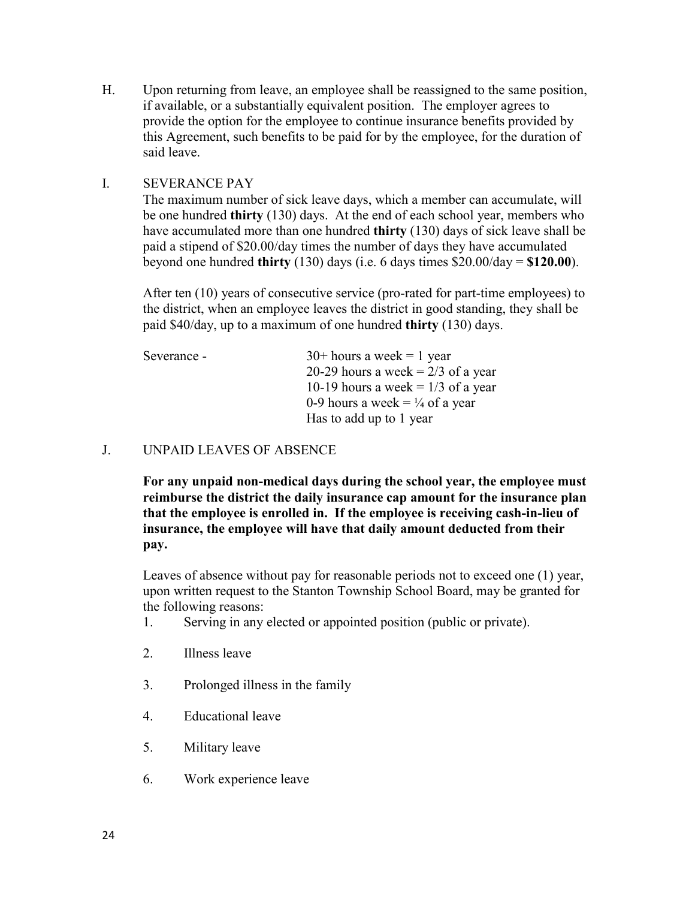H. Upon returning from leave, an employee shall be reassigned to the same position, if available, or a substantially equivalent position. The employer agrees to provide the option for the employee to continue insurance benefits provided by this Agreement, such benefits to be paid for by the employee, for the duration of said leave.

I. SEVERANCE PAY

The maximum number of sick leave days, which a member can accumulate, will be one hundred **thirty** (130) days. At the end of each school year, members who have accumulated more than one hundred **thirty** (130) days of sick leave shall be paid a stipend of $20.00/day times the number of days they have accumulated beyond one hundred **thirty** (130) days (i.e. 6 days times $20.00/day = **$120.00**).

After ten (10) years of consecutive service (pro-rated for part-time employees) to the district, when an employee leaves the district in good standing, they shall be paid $40/day, up to a maximum of one hundred **thirty** (130) days.

Severance -
30+ hours a week = 1 year
20-29 hours a week = 2/3 of a year
10-19 hours a week = 1/3 of a year
0-9 hours a week = ¼ of a year
Has to add up to 1 year

J. UNPAID LEAVES OF ABSENCE

**For any unpaid non-medical days during the school year, the employee must reimburse the district the daily insurance cap amount for the insurance plan that the employee is enrolled in. If the employee is receiving cash-in-lieu of insurance, the employee will have that daily amount deducted from their pay.**

Leaves of absence without pay for reasonable periods not to exceed one (1) year, upon written request to the Stanton Township School Board, may be granted for the following reasons:

1. Serving in any elected or appointed position (public or private).
2. Illness leave
3. Prolonged illness in the family
4. Educational leave
5. Military leave
6. Work experience leave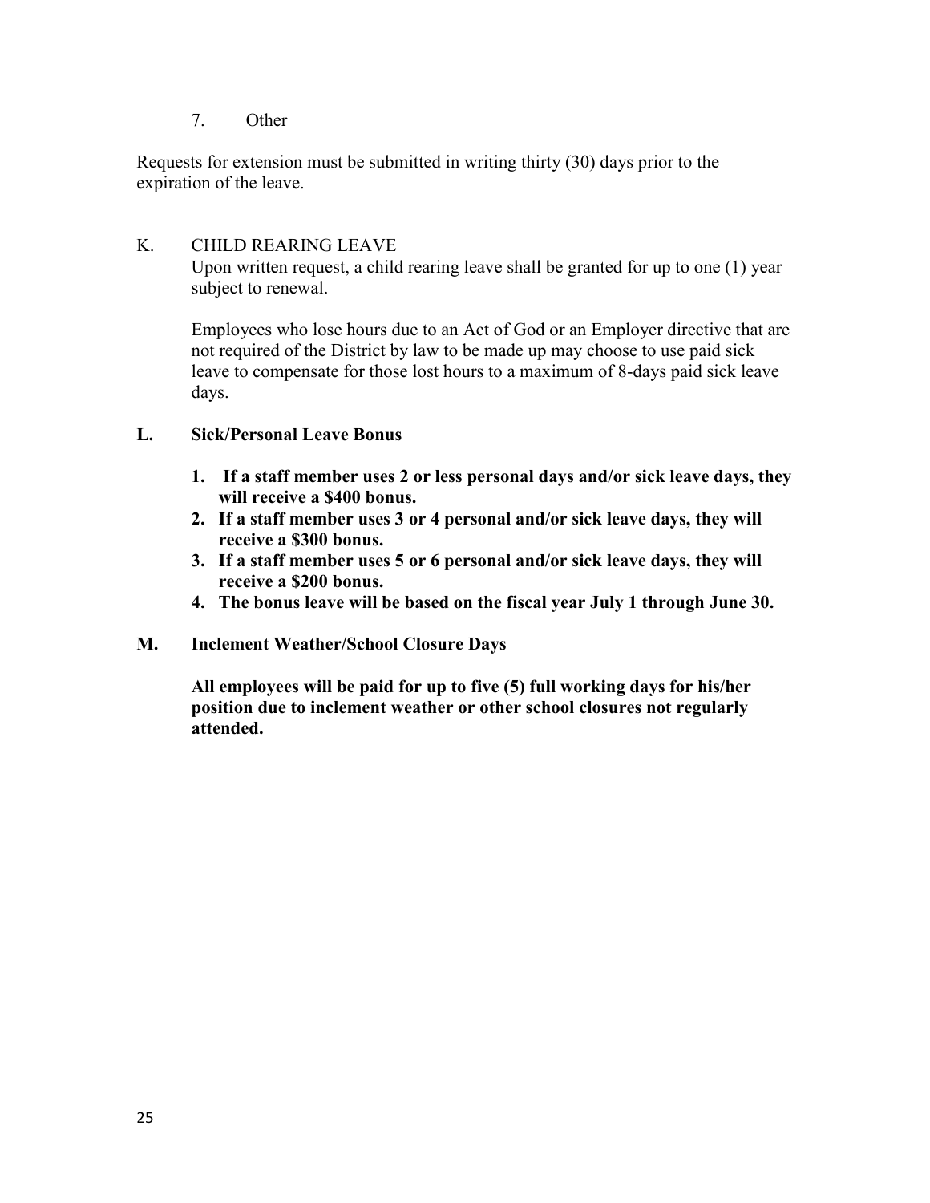7. Other

Requests for extension must be submitted in writing thirty (30) days prior to the expiration of the leave.

K. CHILD REARING LEAVE

Upon written request, a child rearing leave shall be granted for up to one (1) year subject to renewal.

Employees who lose hours due to an Act of God or an Employer directive that are not required of the District by law to be made up may choose to use paid sick leave to compensate for those lost hours to a maximum of 8-days paid sick leave days.

**L. Sick/Personal Leave Bonus**

1. **If a staff member uses 2 or less personal days and/or sick leave days, they will receive a $400 bonus.**
2. **If a staff member uses 3 or 4 personal and/or sick leave days, they will receive a $300 bonus.**
3. **If a staff member uses 5 or 6 personal and/or sick leave days, they will receive a $200 bonus.**
4. **The bonus leave will be based on the fiscal year July 1 through June 30.**

**M. Inclement Weather/School Closure Days**

**All employees will be paid for up to five (5) full working days for his/her position due to inclement weather or other school closures not regularly attended.**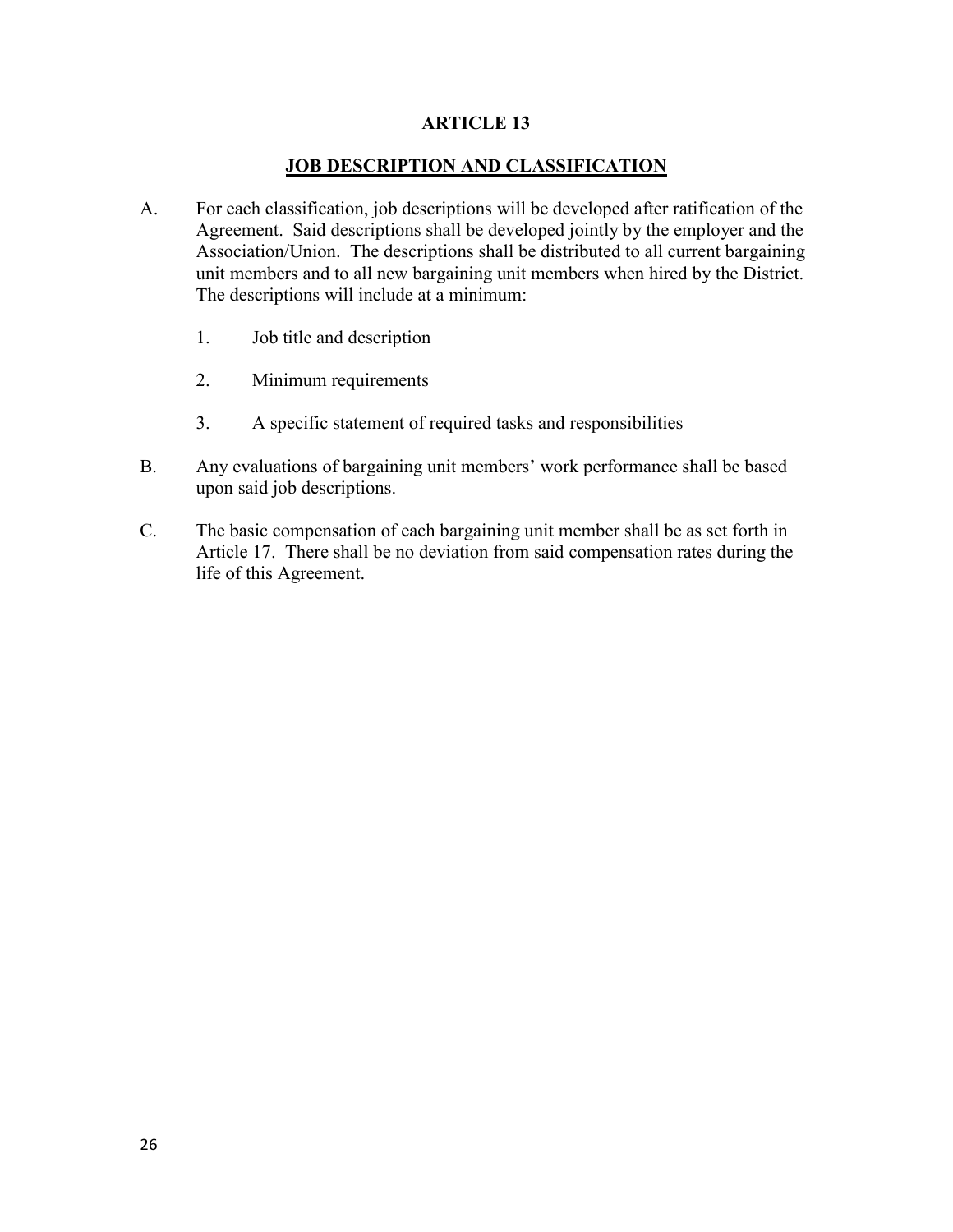# ARTICLE 13

## JOB DESCRIPTION AND CLASSIFICATION

A. For each classification, job descriptions will be developed after ratification of the Agreement. Said descriptions shall be developed jointly by the employer and the Association/Union. The descriptions shall be distributed to all current bargaining unit members and to all new bargaining unit members when hired by the District. The descriptions will include at a minimum:

   1. Job title and description

   2. Minimum requirements

   3. A specific statement of required tasks and responsibilities

B. Any evaluations of bargaining unit members' work performance shall be based upon said job descriptions.

C. The basic compensation of each bargaining unit member shall be as set forth in Article 17. There shall be no deviation from said compensation rates during the life of this Agreement.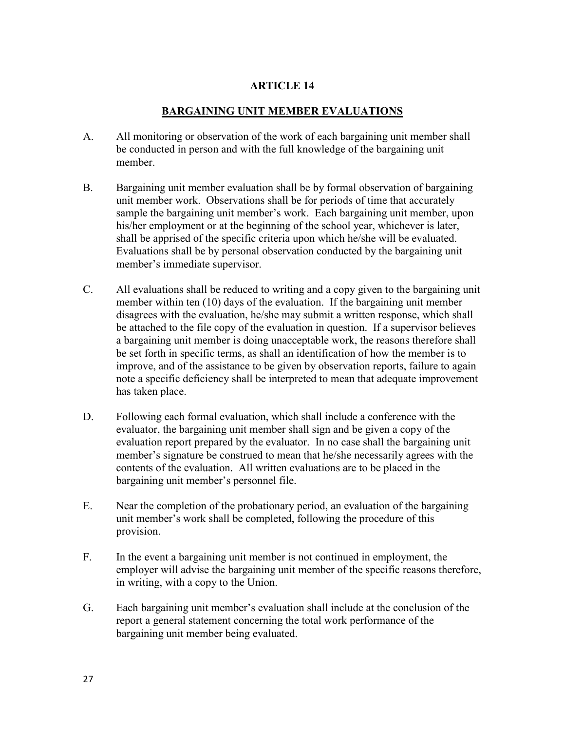# ARTICLE 14

## BARGAINING UNIT MEMBER EVALUATIONS

A. All monitoring or observation of the work of each bargaining unit member shall be conducted in person and with the full knowledge of the bargaining unit member.

B. Bargaining unit member evaluation shall be by formal observation of bargaining unit member work. Observations shall be for periods of time that accurately sample the bargaining unit member's work. Each bargaining unit member, upon his/her employment or at the beginning of the school year, whichever is later, shall be apprised of the specific criteria upon which he/she will be evaluated. Evaluations shall be by personal observation conducted by the bargaining unit member's immediate supervisor.

C. All evaluations shall be reduced to writing and a copy given to the bargaining unit member within ten (10) days of the evaluation. If the bargaining unit member disagrees with the evaluation, he/she may submit a written response, which shall be attached to the file copy of the evaluation in question. If a supervisor believes a bargaining unit member is doing unacceptable work, the reasons therefore shall be set forth in specific terms, as shall an identification of how the member is to improve, and of the assistance to be given by observation reports, failure to again note a specific deficiency shall be interpreted to mean that adequate improvement has taken place.

D. Following each formal evaluation, which shall include a conference with the evaluator, the bargaining unit member shall sign and be given a copy of the evaluation report prepared by the evaluator. In no case shall the bargaining unit member's signature be construed to mean that he/she necessarily agrees with the contents of the evaluation. All written evaluations are to be placed in the bargaining unit member's personnel file.

E. Near the completion of the probationary period, an evaluation of the bargaining unit member's work shall be completed, following the procedure of this provision.

F. In the event a bargaining unit member is not continued in employment, the employer will advise the bargaining unit member of the specific reasons therefore, in writing, with a copy to the Union.

G. Each bargaining unit member's evaluation shall include at the conclusion of the report a general statement concerning the total work performance of the bargaining unit member being evaluated.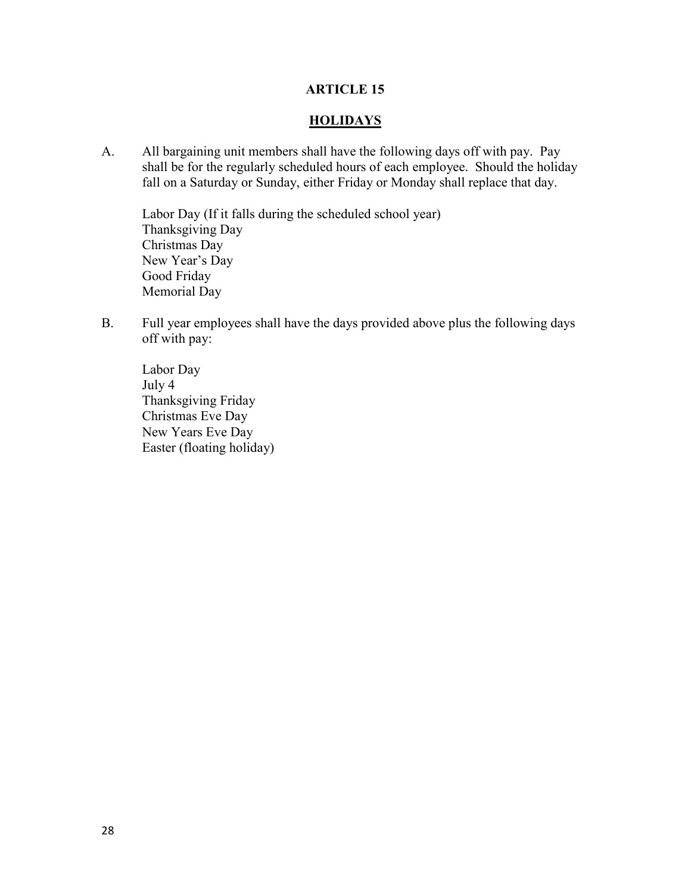# ARTICLE 15

## HOLIDAYS

A. All bargaining unit members shall have the following days off with pay. Pay shall be for the regularly scheduled hours of each employee. Should the holiday fall on a Saturday or Sunday, either Friday or Monday shall replace that day.

   Labor Day (If it falls during the scheduled school year)
   Thanksgiving Day
   Christmas Day
   New Year's Day
   Good Friday
   Memorial Day

B. Full year employees shall have the days provided above plus the following days off with pay:

   Labor Day
   July 4
   Thanksgiving Friday
   Christmas Eve Day
   New Years Eve Day
   Easter (floating holiday)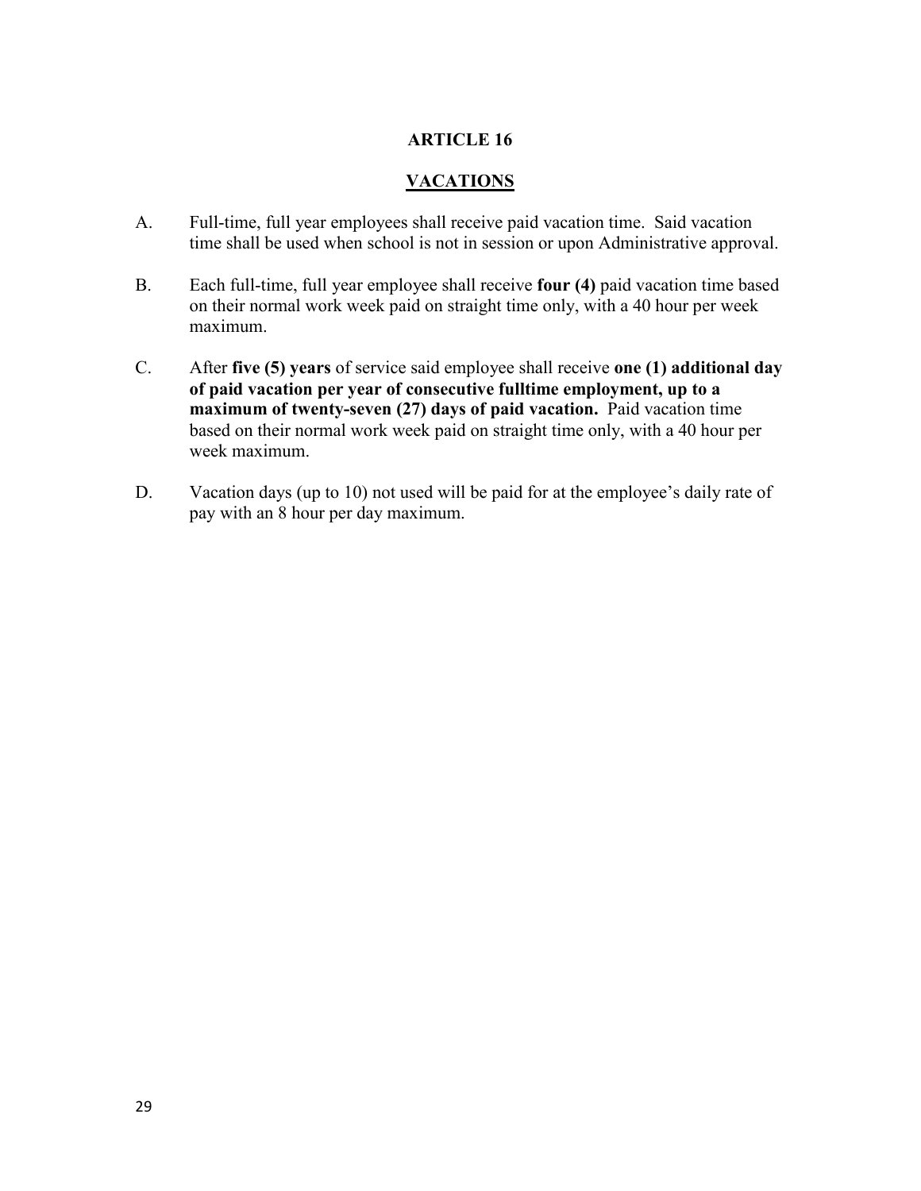# ARTICLE 16

## VACATIONS

A. Full-time, full year employees shall receive paid vacation time. Said vacation time shall be used when school is not in session or upon Administrative approval.

B. Each full-time, full year employee shall receive **four (4)** paid vacation time based on their normal work week paid on straight time only, with a 40 hour per week maximum.

C. After **five (5) years** of service said employee shall receive **one (1) additional day of paid vacation per year of consecutive fulltime employment, up to a maximum of twenty-seven (27) days of paid vacation.** Paid vacation time based on their normal work week paid on straight time only, with a 40 hour per week maximum.

D. Vacation days (up to 10) not used will be paid for at the employee's daily rate of pay with an 8 hour per day maximum.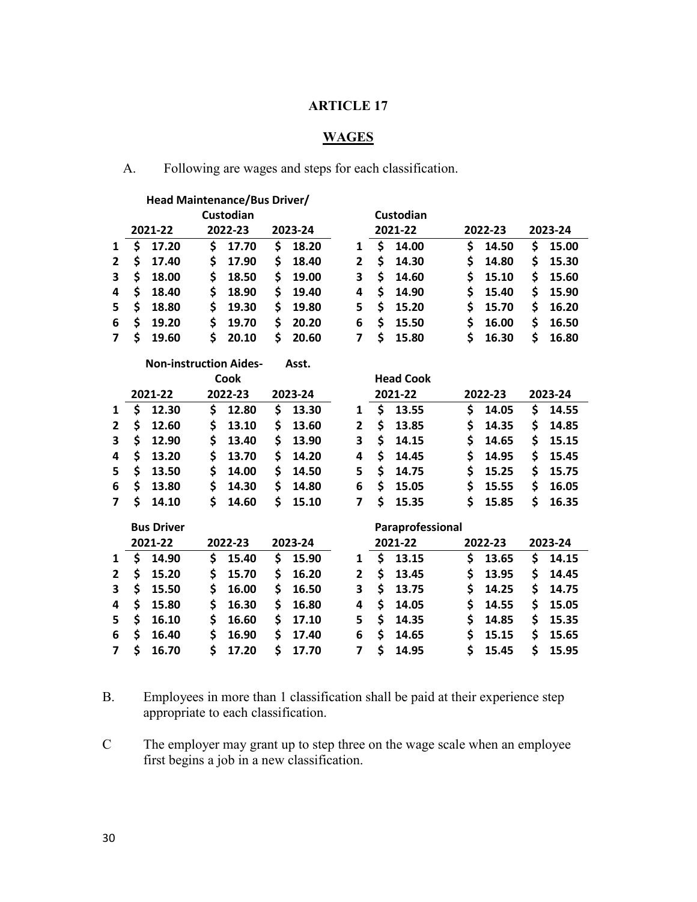# ARTICLE 17

## WAGES

A. Following are wages and steps for each classification.

**Head Maintenance/Bus Driver/ Custodian**

| | 2021-22 | 2022-23 | 2023-24 |
|---|---|---|---|
| 1 | $ 17.20 | $ 17.70 | $ 18.20 |
| 2 | $ 17.40 | $ 17.90 | $ 18.40 |
| 3 | $ 18.00 | $ 18.50 | $ 19.00 |
| 4 | $ 18.40 | $ 18.90 | $ 19.40 |
| 5 | $ 18.80 | $ 19.30 | $ 19.80 |
| 6 | $ 19.20 | $ 19.70 | $ 20.20 |
| 7 | $ 19.60 | $ 20.10 | $ 20.60 |

**Custodian**

| | 2021-22 | 2022-23 | 2023-24 |
|---|---|---|---|
| 1 | $ 14.00 | $ 14.50 | $ 15.00 |
| 2 | $ 14.30 | $ 14.80 | $ 15.30 |
| 3 | $ 14.60 | $ 15.10 | $ 15.60 |
| 4 | $ 14.90 | $ 15.40 | $ 15.90 |
| 5 | $ 15.20 | $ 15.70 | $ 16.20 |
| 6 | $ 15.50 | $ 16.00 | $ 16.50 |
| 7 | $ 15.80 | $ 16.30 | $ 16.80 |

**Non-instruction Aides- Asst. Cook**

| | 2021-22 | 2022-23 | 2023-24 |
|---|---|---|---|
| 1 | $ 12.30 | $ 12.80 | $ 13.30 |
| 2 | $ 12.60 | $ 13.10 | $ 13.60 |
| 3 | $ 12.90 | $ 13.40 | $ 13.90 |
| 4 | $ 13.20 | $ 13.70 | $ 14.20 |
| 5 | $ 13.50 | $ 14.00 | $ 14.50 |
| 6 | $ 13.80 | $ 14.30 | $ 14.80 |
| 7 | $ 14.10 | $ 14.60 | $ 15.10 |

**Head Cook**

| | 2021-22 | 2022-23 | 2023-24 |
|---|---|---|---|
| 1 | $ 13.55 | $ 14.05 | $ 14.55 |
| 2 | $ 13.85 | $ 14.35 | $ 14.85 |
| 3 | $ 14.15 | $ 14.65 | $ 15.15 |
| 4 | $ 14.45 | $ 14.95 | $ 15.45 |
| 5 | $ 14.75 | $ 15.25 | $ 15.75 |
| 6 | $ 15.05 | $ 15.55 | $ 16.05 |
| 7 | $ 15.35 | $ 15.85 | $ 16.35 |

**Bus Driver**

| | 2021-22 | 2022-23 | 2023-24 |
|---|---|---|---|
| 1 | $ 14.90 | $ 15.40 | $ 15.90 |
| 2 | $ 15.20 | $ 15.70 | $ 16.20 |
| 3 | $ 15.50 | $ 16.00 | $ 16.50 |
| 4 | $ 15.80 | $ 16.30 | $ 16.80 |
| 5 | $ 16.10 | $ 16.60 | $ 17.10 |
| 6 | $ 16.40 | $ 16.90 | $ 17.40 |
| 7 | $ 16.70 | $ 17.20 | $ 17.70 |

**Paraprofessional**

| | 2021-22 | 2022-23 | 2023-24 |
|---|---|---|---|
| 1 | $ 13.15 | $ 13.65 | $ 14.15 |
| 2 | $ 13.45 | $ 13.95 | $ 14.45 |
| 3 | $ 13.75 | $ 14.25 | $ 14.75 |
| 4 | $ 14.05 | $ 14.55 | $ 15.05 |
| 5 | $ 14.35 | $ 14.85 | $ 15.35 |
| 6 | $ 14.65 | $ 15.15 | $ 15.65 |
| 7 | $ 14.95 | $ 15.45 | $ 15.95 |

B. Employees in more than 1 classification shall be paid at their experience step appropriate to each classification.

C The employer may grant up to step three on the wage scale when an employee first begins a job in a new classification.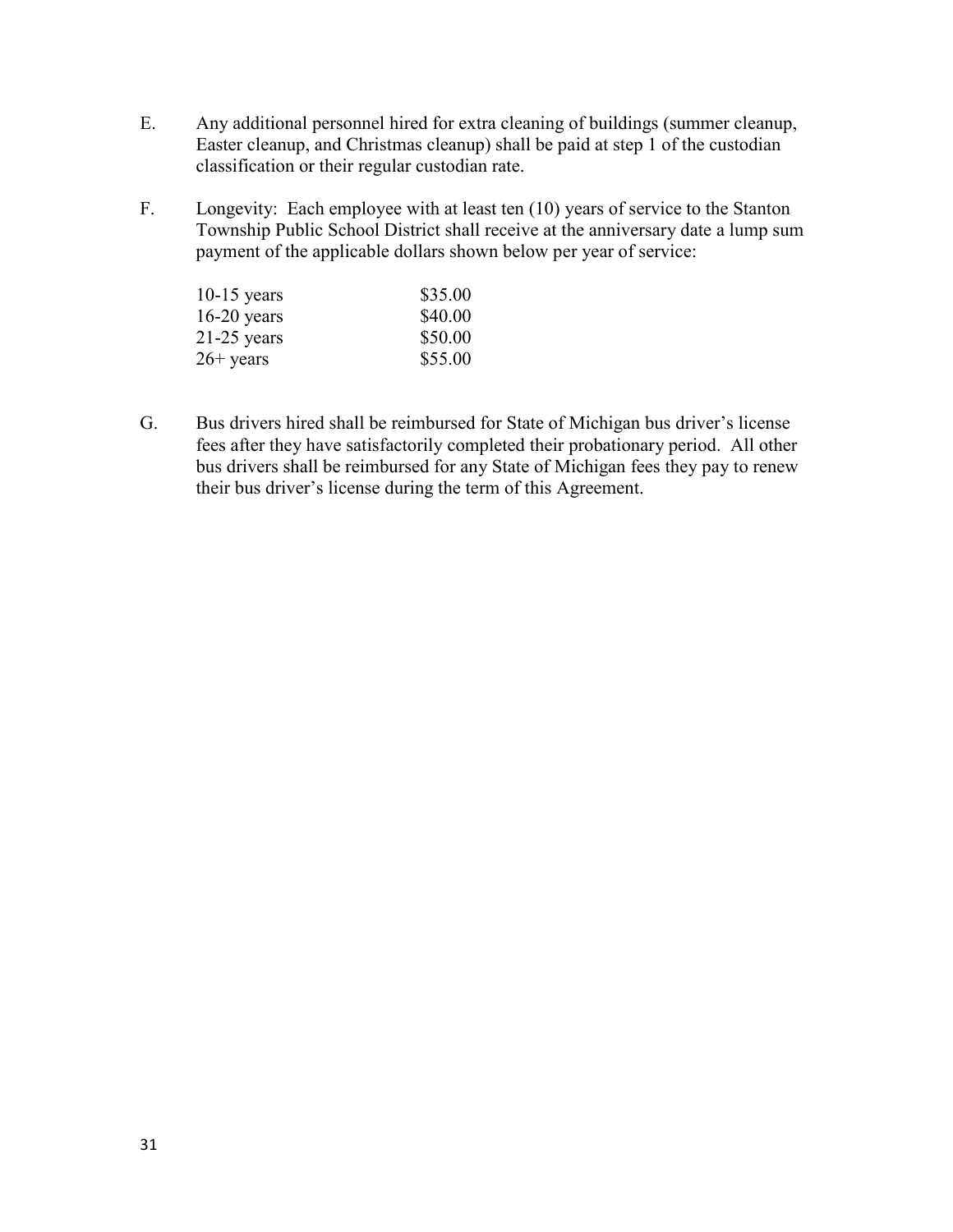E. Any additional personnel hired for extra cleaning of buildings (summer cleanup, Easter cleanup, and Christmas cleanup) shall be paid at step 1 of the custodian classification or their regular custodian rate.

F. Longevity: Each employee with at least ten (10) years of service to the Stanton Township Public School District shall receive at the anniversary date a lump sum payment of the applicable dollars shown below per year of service:

| | |
|---|---|
| 10-15 years | $35.00 |
| 16-20 years | $40.00 |
| 21-25 years | $50.00 |
| 26+ years | $55.00 |

G. Bus drivers hired shall be reimbursed for State of Michigan bus driver's license fees after they have satisfactorily completed their probationary period. All other bus drivers shall be reimbursed for any State of Michigan fees they pay to renew their bus driver's license during the term of this Agreement.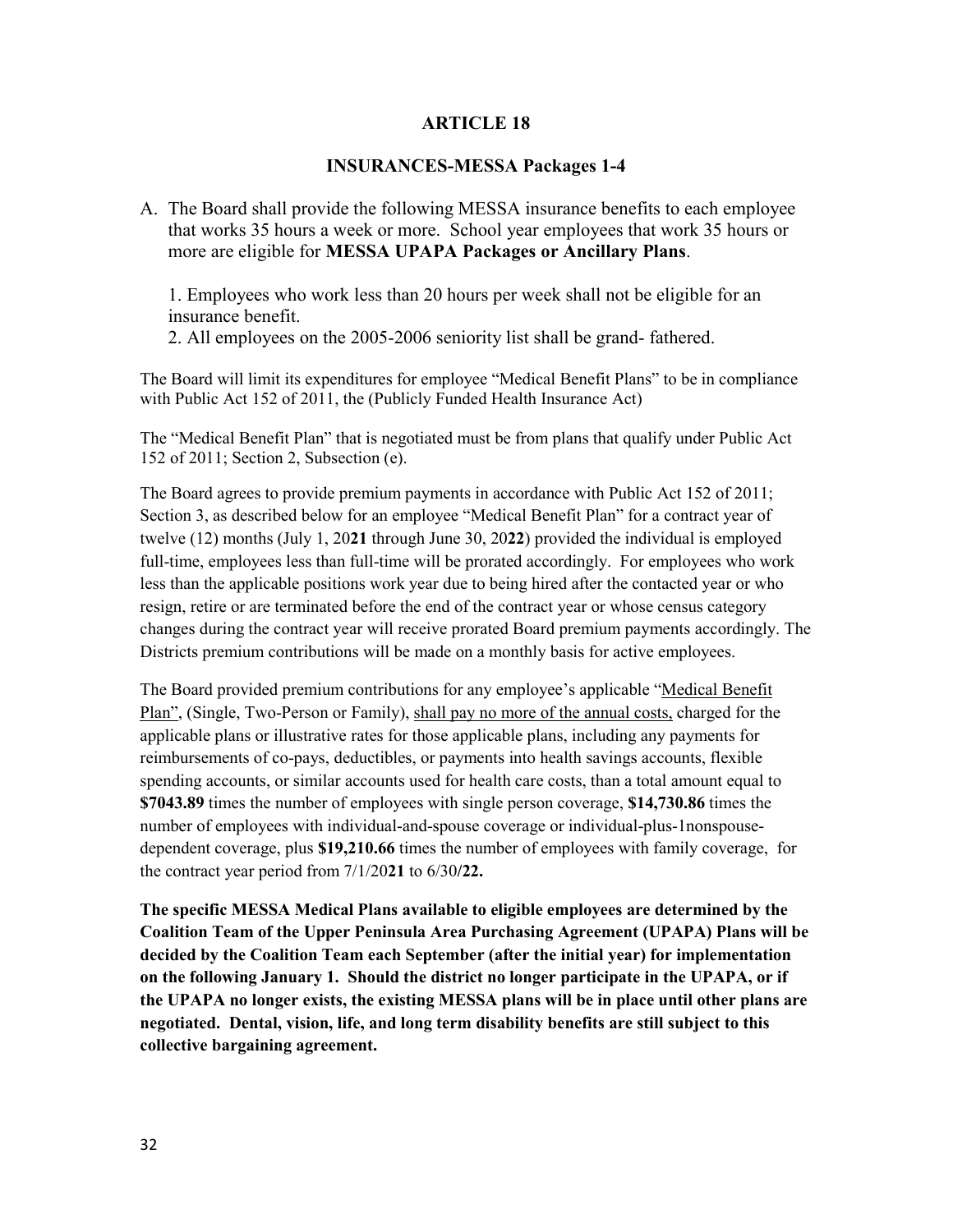# ARTICLE 18

## INSURANCES-MESSA Packages 1-4

A. The Board shall provide the following MESSA insurance benefits to each employee that works 35 hours a week or more. School year employees that work 35 hours or more are eligible for **MESSA UPAPA Packages or Ancillary Plans**.

   1. Employees who work less than 20 hours per week shall not be eligible for an insurance benefit.
   2. All employees on the 2005-2006 seniority list shall be grand- fathered.

The Board will limit its expenditures for employee "Medical Benefit Plans" to be in compliance with Public Act 152 of 2011, the (Publicly Funded Health Insurance Act)

The "Medical Benefit Plan" that is negotiated must be from plans that qualify under Public Act 152 of 2011; Section 2, Subsection (e).

The Board agrees to provide premium payments in accordance with Public Act 152 of 2011; Section 3, as described below for an employee "Medical Benefit Plan" for a contract year of twelve (12) months (July 1, 20**21** through June 30, 20**22**) provided the individual is employed full-time, employees less than full-time will be prorated accordingly. For employees who work less than the applicable positions work year due to being hired after the contacted year or who resign, retire or are terminated before the end of the contract year or whose census category changes during the contract year will receive prorated Board premium payments accordingly. The Districts premium contributions will be made on a monthly basis for active employees.

The Board provided premium contributions for any employee's applicable "Medical Benefit Plan", (Single, Two-Person or Family), shall pay no more of the annual costs, charged for the applicable plans or illustrative rates for those applicable plans, including any payments for reimbursements of co-pays, deductibles, or payments into health savings accounts, flexible spending accounts, or similar accounts used for health care costs, than a total amount equal to **$7043.89** times the number of employees with single person coverage, **$14,730.86** times the number of employees with individual-and-spouse coverage or individual-plus-1nonspouse-dependent coverage, plus **$19,210.66** times the number of employees with family coverage, for the contract year period from 7/1/20**21** to 6/30/**22.**

**The specific MESSA Medical Plans available to eligible employees are determined by the Coalition Team of the Upper Peninsula Area Purchasing Agreement (UPAPA) Plans will be decided by the Coalition Team each September (after the initial year) for implementation on the following January 1. Should the district no longer participate in the UPAPA, or if the UPAPA no longer exists, the existing MESSA plans will be in place until other plans are negotiated. Dental, vision, life, and long term disability benefits are still subject to this collective bargaining agreement.**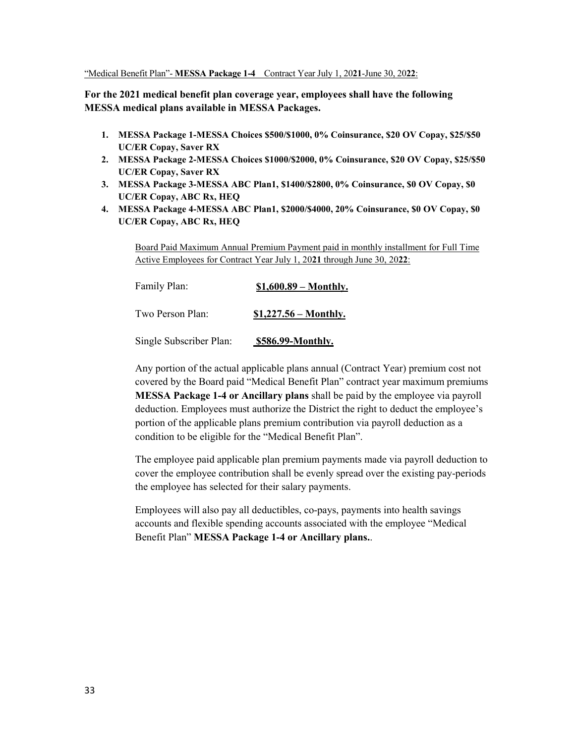<u>"Medical Benefit Plan"- **MESSA Package 1-4** Contract Year July 1, 20**21**-June 30, 20**22**:</u>

**For the 2021 medical benefit plan coverage year, employees shall have the following MESSA medical plans available in MESSA Packages.**

1. **MESSA Package 1-MESSA Choices $500/$1000, 0% Coinsurance, $20 OV Copay, $25/$50 UC/ER Copay, Saver RX**
2. **MESSA Package 2-MESSA Choices $1000/$2000, 0% Coinsurance, $20 OV Copay, $25/$50 UC/ER Copay, Saver RX**
3. **MESSA Package 3-MESSA ABC Plan1, $1400/$2800, 0% Coinsurance, $0 OV Copay, $0 UC/ER Copay, ABC Rx, HEQ**
4. **MESSA Package 4-MESSA ABC Plan1, $2000/$4000, 20% Coinsurance, $0 OV Copay, $0 UC/ER Copay, ABC Rx, HEQ**

<u>Board Paid Maximum Annual Premium Payment paid in monthly installment for Full Time Active Employees for Contract Year July 1, 20**21** through June 30, 20**22**:</u>

Family Plan: **<u>$1,600.89 – Monthly.</u>**

Two Person Plan: **<u>$1,227.56 – Monthly.</u>**

Single Subscriber Plan: **<u>$586.99-Monthly.</u>**

Any portion of the actual applicable plans annual (Contract Year) premium cost not covered by the Board paid "Medical Benefit Plan" contract year maximum premiums **MESSA Package 1-4 or Ancillary plans** shall be paid by the employee via payroll deduction. Employees must authorize the District the right to deduct the employee's portion of the applicable plans premium contribution via payroll deduction as a condition to be eligible for the "Medical Benefit Plan".

The employee paid applicable plan premium payments made via payroll deduction to cover the employee contribution shall be evenly spread over the existing pay-periods the employee has selected for their salary payments.

Employees will also pay all deductibles, co-pays, payments into health savings accounts and flexible spending accounts associated with the employee "Medical Benefit Plan" **MESSA Package 1-4 or Ancillary plans.**.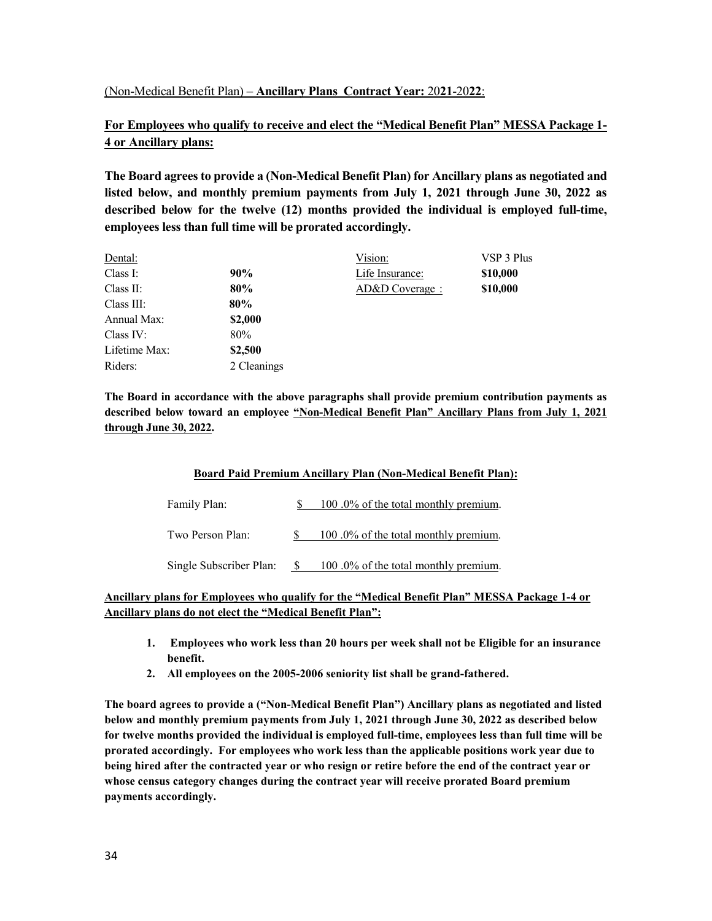(Non-Medical Benefit Plan) – **Ancillary Plans Contract Year:** 20**21**-20**22**:

**For Employees who qualify to receive and elect the "Medical Benefit Plan" MESSA Package 1-4 or Ancillary plans:**

**The Board agrees to provide a (Non-Medical Benefit Plan) for Ancillary plans as negotiated and listed below, and monthly premium payments from July 1, 2021 through June 30, 2022 as described below for the twelve (12) months provided the individual is employed full-time, employees less than full time will be prorated accordingly.**

| Dental: | | Vision: | VSP 3 Plus |
|---|---|---|---|
| Class I: | **90%** | Life Insurance: | **$10,000** |
| Class II: | **80%** | AD&D Coverage : | **$10,000** |
| Class III: | **80%** | | |
| Annual Max: | **$2,000** | | |
| Class IV: | 80% | | |
| Lifetime Max: | **$2,500** | | |
| Riders: | 2 Cleanings | | |

**The Board in accordance with the above paragraphs shall provide premium contribution payments as described below toward an employee "Non-Medical Benefit Plan" Ancillary Plans from July 1, 2021 through June 30, 2022.**

**Board Paid Premium Ancillary Plan (Non-Medical Benefit Plan):**

| | |
|---|---|
| Family Plan: | $ 100 .0% of the total monthly premium. |
| Two Person Plan: | $ 100 .0% of the total monthly premium. |
| Single Subscriber Plan: | $ 100 .0% of the total monthly premium. |

**Ancillary plans for Employees who qualify for the "Medical Benefit Plan" MESSA Package 1-4 or Ancillary plans do not elect the "Medical Benefit Plan":**

1. **Employees who work less than 20 hours per week shall not be Eligible for an insurance benefit.**
2. **All employees on the 2005-2006 seniority list shall be grand-fathered.**

**The board agrees to provide a ("Non-Medical Benefit Plan") Ancillary plans as negotiated and listed below and monthly premium payments from July 1, 2021 through June 30, 2022 as described below for twelve months provided the individual is employed full-time, employees less than full time will be prorated accordingly. For employees who work less than the applicable positions work year due to being hired after the contracted year or who resign or retire before the end of the contract year or whose census category changes during the contract year will receive prorated Board premium payments accordingly.**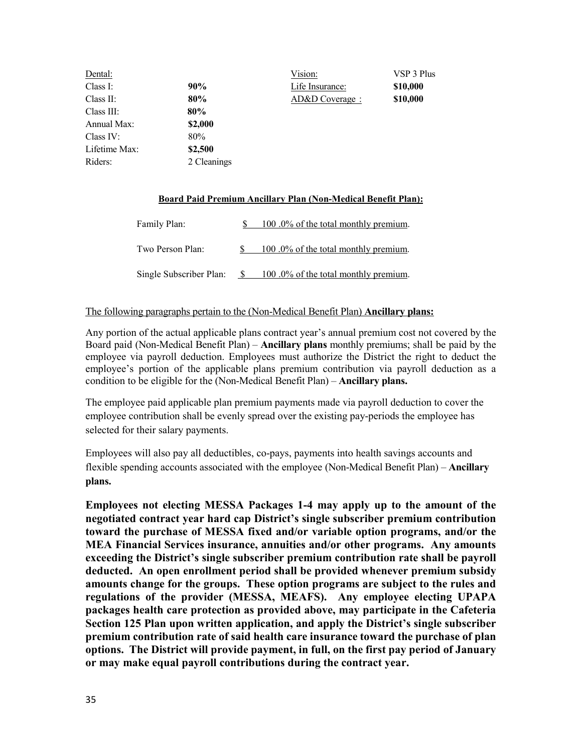| Dental: | | Vision: | VSP 3 Plus |
|---|---|---|---|
| Class I: | **90%** | Life Insurance: | **$10,000** |
| Class II: | **80%** | AD&D Coverage： | **$10,000** |
| Class III: | **80%** | | |
| Annual Max: | **$2,000** | | |
| Class IV: | 80% | | |
| Lifetime Max: | **$2,500** | | |
| Riders: | 2 Cleanings | | |

**Board Paid Premium Ancillary Plan (Non-Medical Benefit Plan):**

| | |
|---|---|
| Family Plan: | $ 100 .0% of the total monthly premium. |
| Two Person Plan: | $ 100 .0% of the total monthly premium. |
| Single Subscriber Plan: | $ 100 .0% of the total monthly premium. |

The following paragraphs pertain to the (Non-Medical Benefit Plan) **Ancillary plans:**

Any portion of the actual applicable plans contract year's annual premium cost not covered by the Board paid (Non-Medical Benefit Plan) – **Ancillary plans** monthly premiums; shall be paid by the employee via payroll deduction. Employees must authorize the District the right to deduct the employee's portion of the applicable plans premium contribution via payroll deduction as a condition to be eligible for the (Non-Medical Benefit Plan) – **Ancillary plans.**

The employee paid applicable plan premium payments made via payroll deduction to cover the employee contribution shall be evenly spread over the existing pay-periods the employee has selected for their salary payments.

Employees will also pay all deductibles, co-pays, payments into health savings accounts and flexible spending accounts associated with the employee (Non-Medical Benefit Plan) – **Ancillary plans.**

**Employees not electing MESSA Packages 1-4 may apply up to the amount of the negotiated contract year hard cap District's single subscriber premium contribution toward the purchase of MESSA fixed and/or variable option programs, and/or the MEA Financial Services insurance, annuities and/or other programs. Any amounts exceeding the District's single subscriber premium contribution rate shall be payroll deducted. An open enrollment period shall be provided whenever premium subsidy amounts change for the groups. These option programs are subject to the rules and regulations of the provider (MESSA, MEAFS). Any employee electing UPAPA packages health care protection as provided above, may participate in the Cafeteria Section 125 Plan upon written application, and apply the District's single subscriber premium contribution rate of said health care insurance toward the purchase of plan options. The District will provide payment, in full, on the first pay period of January or may make equal payroll contributions during the contract year.**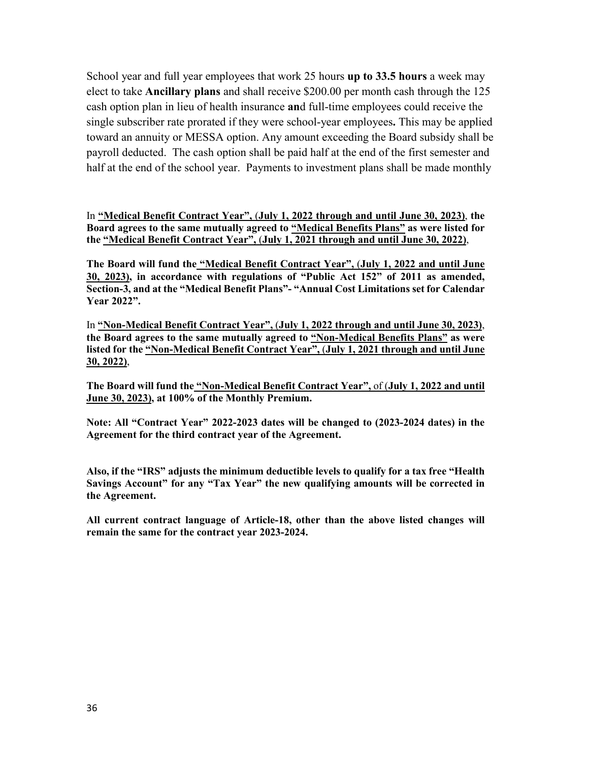School year and full year employees that work 25 hours **up to 33.5 hours** a week may elect to take **Ancillary plans** and shall receive $200.00 per month cash through the 125 cash option plan in lieu of health insurance **an**d full-time employees could receive the single subscriber rate prorated if they were school-year employees**.** This may be applied toward an annuity or MESSA option. Any amount exceeding the Board subsidy shall be payroll deducted. The cash option shall be paid half at the end of the first semester and half at the end of the school year. Payments to investment plans shall be made monthly

In **<u>"Medical Benefit Contract Year", (July 1, 2022 through and until June 30, 2023)</u>**, **the Board agrees to the same mutually agreed to <u>"Medical Benefits Plans"</u> as were listed for the <u>"Medical Benefit Contract Year", (July 1, 2021 through and until June 30, 2022)</u>**,

**The Board will fund the <u>"Medical Benefit Contract Year", (July 1, 2022 and until June 30, 2023)</u>, in accordance with regulations of "Public Act 152" of 2011 as amended, Section-3, and at the "Medical Benefit Plans"- "Annual Cost Limitations set for Calendar Year 2022".**

In **<u>"Non-Medical Benefit Contract Year", (July 1, 2022 through and until June 30, 2023)</u>**, **the Board agrees to the same mutually agreed to <u>"Non-Medical Benefits Plans"</u> as were listed for the <u>"Non-Medical Benefit Contract Year", (July 1, 2021 through and until June 30, 2022)</u>**,

**The Board will fund the <u>"Non-Medical Benefit Contract Year",</u>** of (**<u>July 1, 2022 and until June 30, 2023)</u>, at 100% of the Monthly Premium.**

**Note: All "Contract Year" 2022-2023 dates will be changed to (2023-2024 dates) in the Agreement for the third contract year of the Agreement.**

**Also, if the "IRS" adjusts the minimum deductible levels to qualify for a tax free "Health Savings Account" for any "Tax Year" the new qualifying amounts will be corrected in the Agreement.**

**All current contract language of Article-18, other than the above listed changes will remain the same for the contract year 2023-2024.**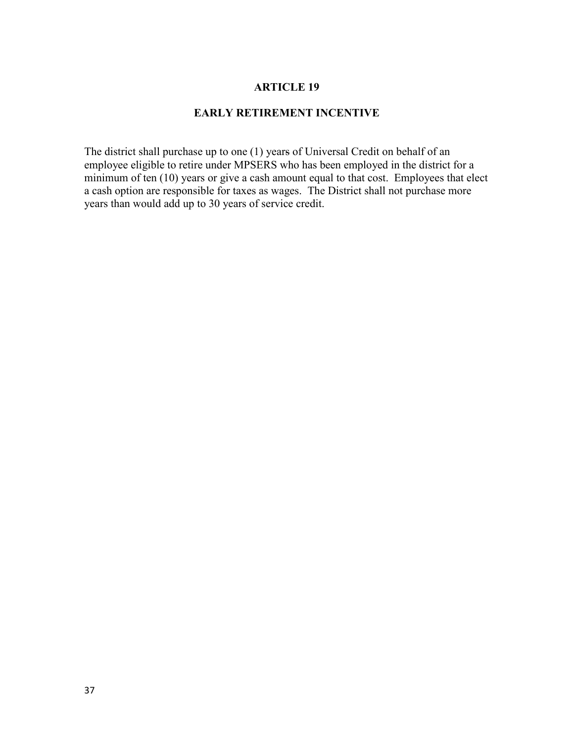# ARTICLE 19

## EARLY RETIREMENT INCENTIVE

The district shall purchase up to one (1) years of Universal Credit on behalf of an employee eligible to retire under MPSERS who has been employed in the district for a minimum of ten (10) years or give a cash amount equal to that cost. Employees that elect a cash option are responsible for taxes as wages. The District shall not purchase more years than would add up to 30 years of service credit.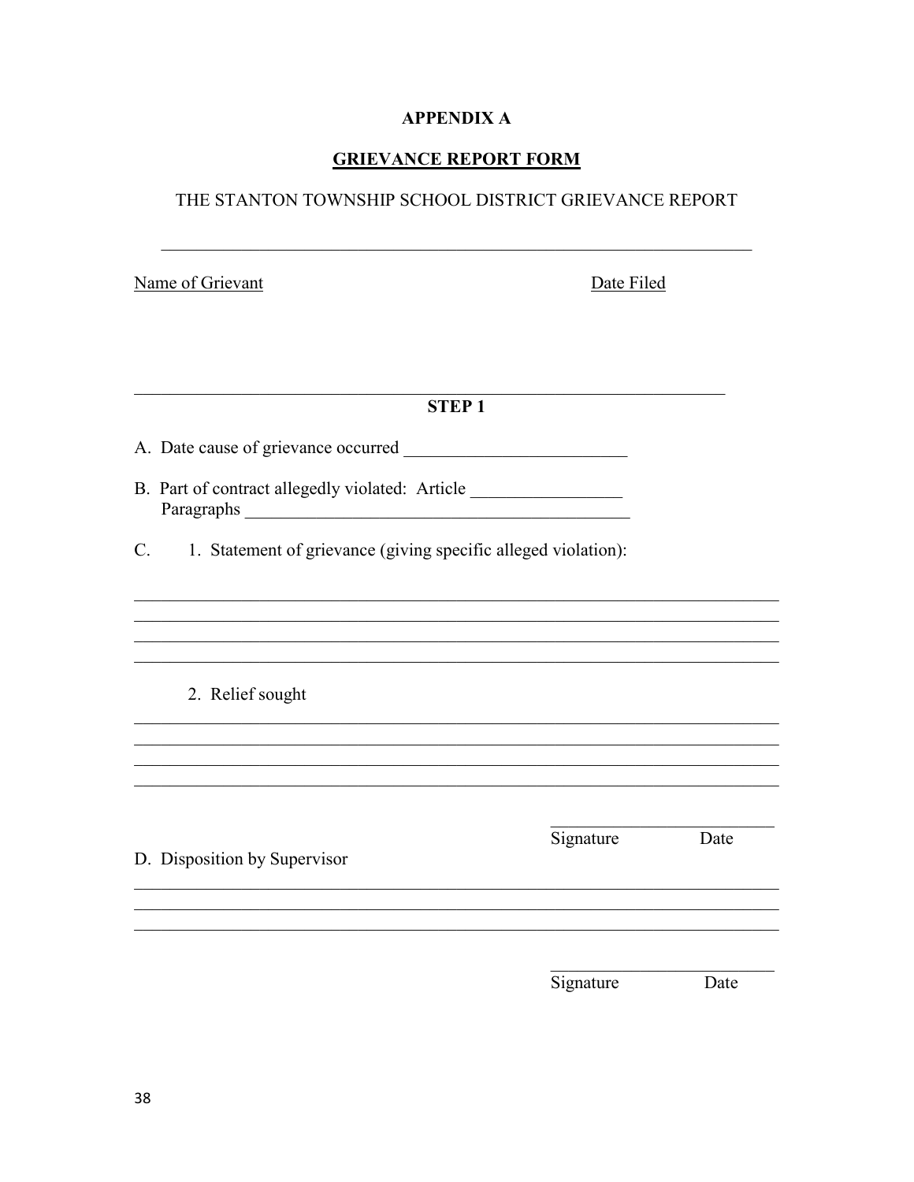**APPENDIX A**

**GRIEVANCE REPORT FORM**

THE STANTON TOWNSHIP SCHOOL DISTRICT GRIEVANCE REPORT

_______________________________________________________________________

Name of Grievant                                                                 Date Filed

_______________________________________________________________________

**STEP 1**

A. Date cause of grievance occurred _________________________

B. Part of contract allegedly violated: Article _________________
Paragraphs ___________________________________________

C. 1. Statement of grievance (giving specific alleged violation):

_______________________________________________________________________
_______________________________________________________________________
_______________________________________________________________________
_______________________________________________________________________

2. Relief sought

_______________________________________________________________________
_______________________________________________________________________
_______________________________________________________________________
_______________________________________________________________________

_________________________
Signature                Date

D. Disposition by Supervisor

_______________________________________________________________________
_______________________________________________________________________
_______________________________________________________________________

_________________________
Signature                Date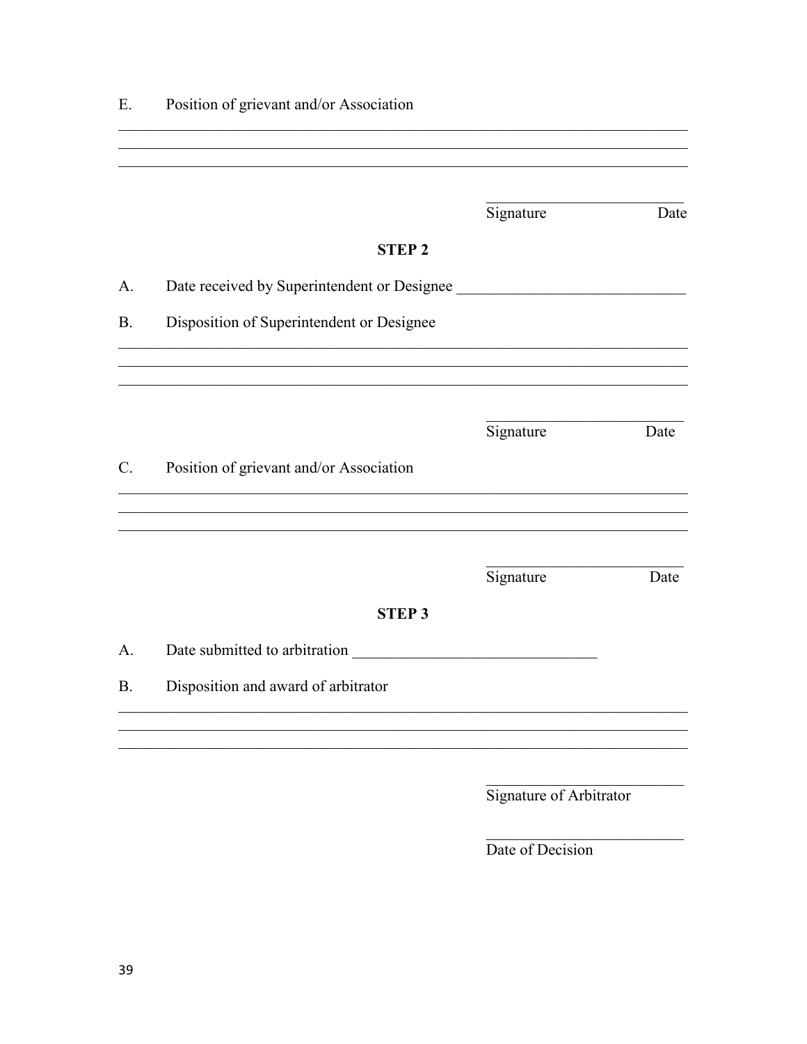E. Position of grievant and/or Association

\_\_\_\_\_\_\_\_\_\_\_\_\_\_\_\_\_\_\_\_\_\_\_\_\_\_\_\_\_\_\_\_\_\_\_\_\_\_\_\_\_\_\_\_\_\_\_\_\_\_\_\_\_\_\_\_\_\_\_\_\_\_\_\_\_\_\_\_\_\_
\_\_\_\_\_\_\_\_\_\_\_\_\_\_\_\_\_\_\_\_\_\_\_\_\_\_\_\_\_\_\_\_\_\_\_\_\_\_\_\_\_\_\_\_\_\_\_\_\_\_\_\_\_\_\_\_\_\_\_\_\_\_\_\_\_\_\_\_\_\_
\_\_\_\_\_\_\_\_\_\_\_\_\_\_\_\_\_\_\_\_\_\_\_\_\_\_\_\_\_\_\_\_\_\_\_\_\_\_\_\_\_\_\_\_\_\_\_\_\_\_\_\_\_\_\_\_\_\_\_\_\_\_\_\_\_\_\_\_\_\_

\_\_\_\_\_\_\_\_\_\_\_\_\_\_\_\_\_\_\_\_\_\_\_\_\_\_
Signature Date

**STEP 2**

A. Date received by Superintendent or Designee \_\_\_\_\_\_\_\_\_\_\_\_\_\_\_\_\_\_\_\_\_\_\_\_\_\_\_\_\_\_

B. Disposition of Superintendent or Designee

\_\_\_\_\_\_\_\_\_\_\_\_\_\_\_\_\_\_\_\_\_\_\_\_\_\_\_\_\_\_\_\_\_\_\_\_\_\_\_\_\_\_\_\_\_\_\_\_\_\_\_\_\_\_\_\_\_\_\_\_\_\_\_\_\_\_\_\_\_\_
\_\_\_\_\_\_\_\_\_\_\_\_\_\_\_\_\_\_\_\_\_\_\_\_\_\_\_\_\_\_\_\_\_\_\_\_\_\_\_\_\_\_\_\_\_\_\_\_\_\_\_\_\_\_\_\_\_\_\_\_\_\_\_\_\_\_\_\_\_\_
\_\_\_\_\_\_\_\_\_\_\_\_\_\_\_\_\_\_\_\_\_\_\_\_\_\_\_\_\_\_\_\_\_\_\_\_\_\_\_\_\_\_\_\_\_\_\_\_\_\_\_\_\_\_\_\_\_\_\_\_\_\_\_\_\_\_\_\_\_\_

\_\_\_\_\_\_\_\_\_\_\_\_\_\_\_\_\_\_\_\_\_\_\_\_\_\_
Signature Date

C. Position of grievant and/or Association

\_\_\_\_\_\_\_\_\_\_\_\_\_\_\_\_\_\_\_\_\_\_\_\_\_\_\_\_\_\_\_\_\_\_\_\_\_\_\_\_\_\_\_\_\_\_\_\_\_\_\_\_\_\_\_\_\_\_\_\_\_\_\_\_\_\_\_\_\_\_
\_\_\_\_\_\_\_\_\_\_\_\_\_\_\_\_\_\_\_\_\_\_\_\_\_\_\_\_\_\_\_\_\_\_\_\_\_\_\_\_\_\_\_\_\_\_\_\_\_\_\_\_\_\_\_\_\_\_\_\_\_\_\_\_\_\_\_\_\_\_
\_\_\_\_\_\_\_\_\_\_\_\_\_\_\_\_\_\_\_\_\_\_\_\_\_\_\_\_\_\_\_\_\_\_\_\_\_\_\_\_\_\_\_\_\_\_\_\_\_\_\_\_\_\_\_\_\_\_\_\_\_\_\_\_\_\_\_\_\_\_

\_\_\_\_\_\_\_\_\_\_\_\_\_\_\_\_\_\_\_\_\_\_\_\_\_\_
Signature Date

**STEP 3**

A. Date submitted to arbitration \_\_\_\_\_\_\_\_\_\_\_\_\_\_\_\_\_\_\_\_\_\_\_\_\_\_\_\_\_\_\_\_

B. Disposition and award of arbitrator

\_\_\_\_\_\_\_\_\_\_\_\_\_\_\_\_\_\_\_\_\_\_\_\_\_\_\_\_\_\_\_\_\_\_\_\_\_\_\_\_\_\_\_\_\_\_\_\_\_\_\_\_\_\_\_\_\_\_\_\_\_\_\_\_\_\_\_\_\_\_
\_\_\_\_\_\_\_\_\_\_\_\_\_\_\_\_\_\_\_\_\_\_\_\_\_\_\_\_\_\_\_\_\_\_\_\_\_\_\_\_\_\_\_\_\_\_\_\_\_\_\_\_\_\_\_\_\_\_\_\_\_\_\_\_\_\_\_\_\_\_
\_\_\_\_\_\_\_\_\_\_\_\_\_\_\_\_\_\_\_\_\_\_\_\_\_\_\_\_\_\_\_\_\_\_\_\_\_\_\_\_\_\_\_\_\_\_\_\_\_\_\_\_\_\_\_\_\_\_\_\_\_\_\_\_\_\_\_\_\_\_

\_\_\_\_\_\_\_\_\_\_\_\_\_\_\_\_\_\_\_\_\_\_\_\_\_\_
Signature of Arbitrator

\_\_\_\_\_\_\_\_\_\_\_\_\_\_\_\_\_\_\_\_\_\_\_\_\_\_
Date of Decision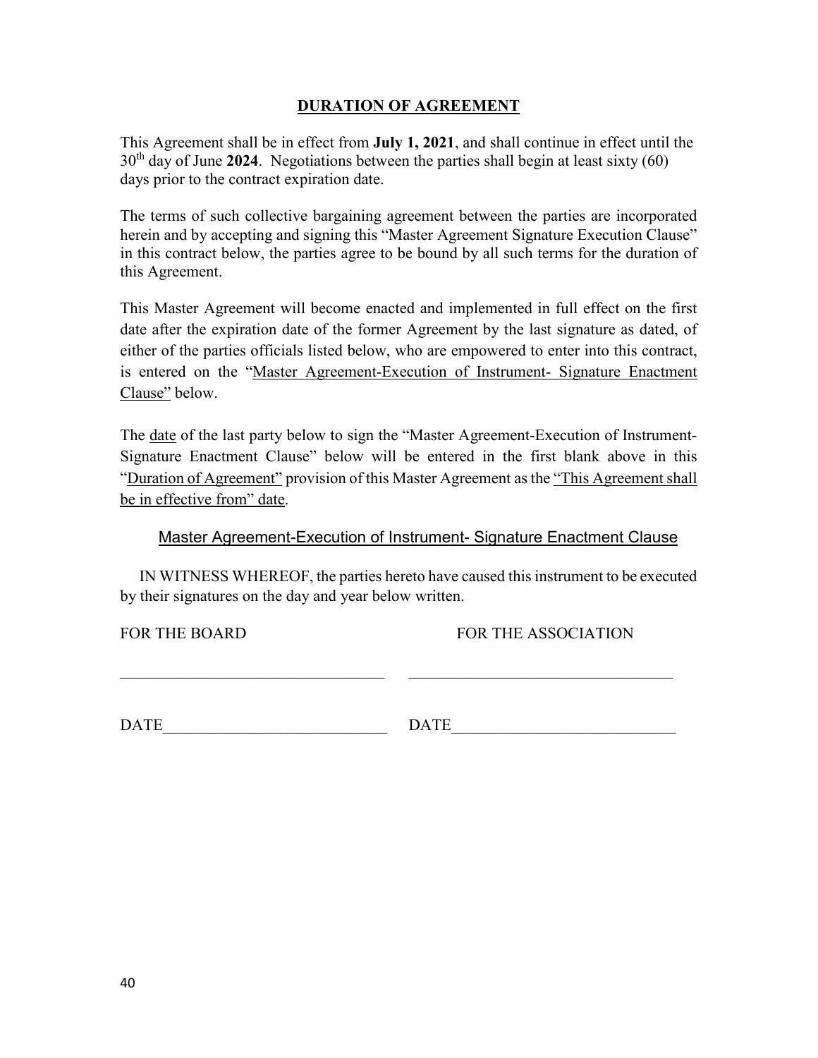## DURATION OF AGREEMENT

This Agreement shall be in effect from **July 1, 2021**, and shall continue in effect until the 30th day of June **2024**. Negotiations between the parties shall begin at least sixty (60) days prior to the contract expiration date.

The terms of such collective bargaining agreement between the parties are incorporated herein and by accepting and signing this "Master Agreement Signature Execution Clause" in this contract below, the parties agree to be bound by all such terms for the duration of this Agreement.

This Master Agreement will become enacted and implemented in full effect on the first date after the expiration date of the former Agreement by the last signature as dated, of either of the parties officials listed below, who are empowered to enter into this contract, is entered on the "Master Agreement-Execution of Instrument- Signature Enactment Clause" below.

The date of the last party below to sign the "Master Agreement-Execution of Instrument-Signature Enactment Clause" below will be entered in the first blank above in this "Duration of Agreement" provision of this Master Agreement as the "This Agreement shall be in effective from" date.

### Master Agreement-Execution of Instrument- Signature Enactment Clause

IN WITNESS WHEREOF, the parties hereto have caused this instrument to be executed by their signatures on the day and year below written.

FOR THE BOARD

_________________________________

DATE____________________________

FOR THE ASSOCIATION

_________________________________

DATE____________________________